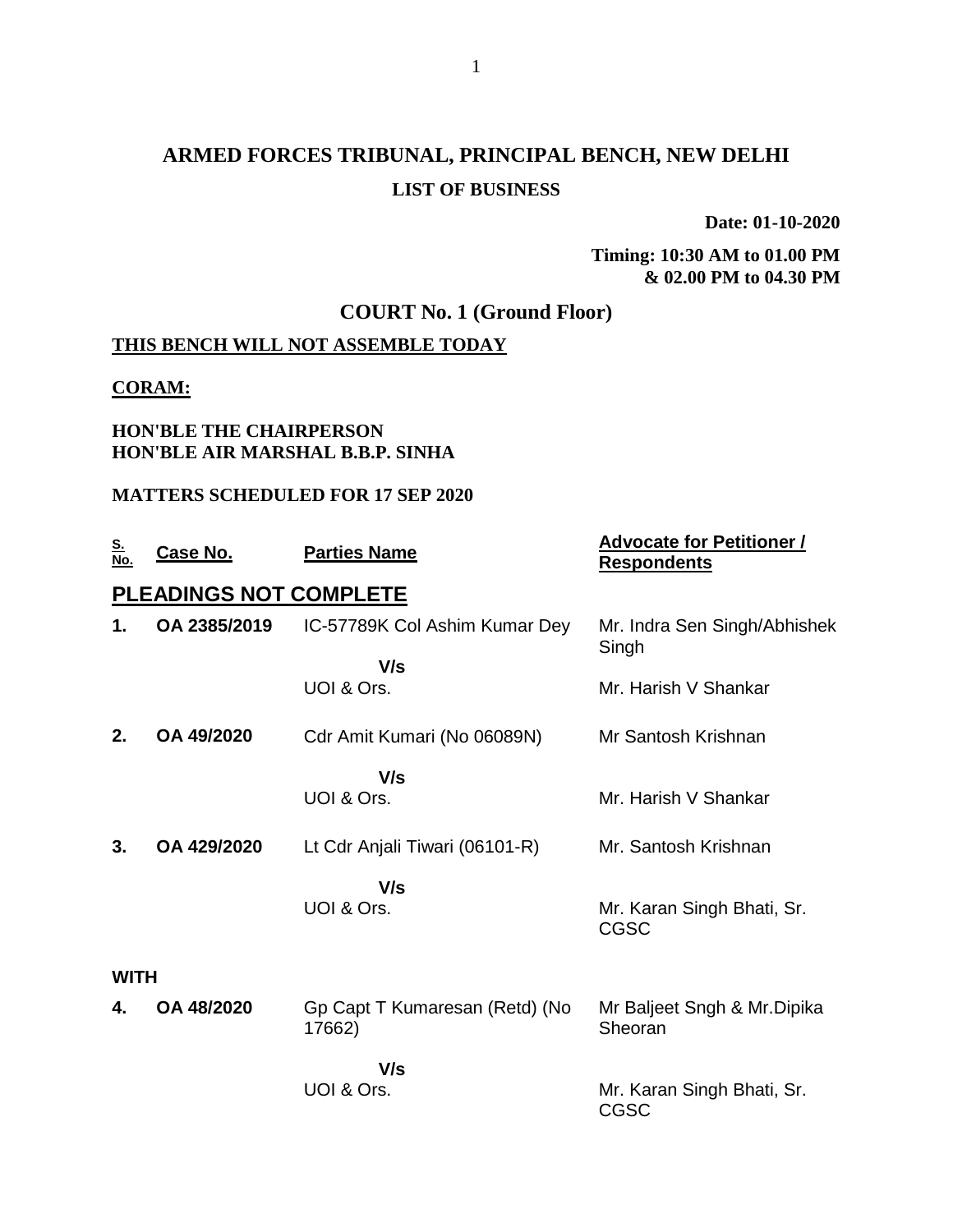# ARMED FORCES TRIBUNAL, PRINCIPAL BENCH, NEW DELHI

**LIST OF BUSINESS**

**Date: 01-10-2020**

**Timing: 10:30 AM to 01.00 PM & 02.00 PM to 04.30 PM**

## COURT No. 1 (Ground Floor)

**THIS BENCH WILL NOT ASSEMBLE TODAY**

**CORAM:**

**HON'BLE THE CHAIRPERSON**
**HON'BLE AIR MARSHAL B.B.P. SINHA**

**MATTERS SCHEDULED FOR 17 SEP 2020**

| S. No. | Case No. | Parties Name | Advocate for Petitioner / Respondents |
|---|---|---|---|
| **PLEADINGS NOT COMPLETE** | | | |
| **1.** | **OA 2385/2019** | IC-57789K Col Ashim Kumar Dey<br>**V/s**<br>UOI & Ors. | Mr. Indra Sen Singh/Abhishek Singh<br><br>Mr. Harish V Shankar |
| **2.** | **OA 49/2020** | Cdr Amit Kumari (No 06089N)<br>**V/s**<br>UOI & Ors. | Mr Santosh Krishnan<br><br>Mr. Harish V Shankar |
| **3.** | **OA 429/2020** | Lt Cdr Anjali Tiwari (06101-R)<br>**V/s**<br>UOI & Ors. | Mr. Santosh Krishnan<br><br>Mr. Karan Singh Bhati, Sr. CGSC |
| **WITH** | | | |
| **4.** | **OA 48/2020** | Gp Capt T Kumaresan (Retd) (No 17662)<br>**V/s**<br>UOI & Ors. | Mr Baljeet Sngh & Mr.Dipika Sheoran<br><br>Mr. Karan Singh Bhati, Sr. CGSC |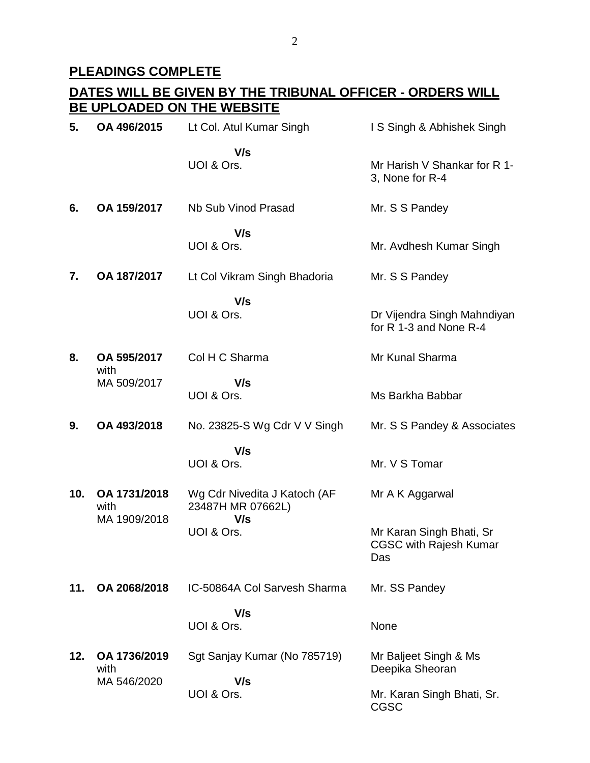## PLEADINGS COMPLETE

## DATES WILL BE GIVEN BY THE TRIBUNAL OFFICER - ORDERS WILL BE UPLOADED ON THE WEBSITE

| | | | |
|---|---|---|---|
| **5.** | **OA 496/2015** | Lt Col. Atul Kumar Singh | I S Singh & Abhishek Singh |
| | | **V/s** | |
| | | UOI & Ors. | Mr Harish V Shankar for R 1-3, None for R-4 |
| **6.** | **OA 159/2017** | Nb Sub Vinod Prasad | Mr. S S Pandey |
| | | **V/s** | |
| | | UOI & Ors. | Mr. Avdhesh Kumar Singh |
| **7.** | **OA 187/2017** | Lt Col Vikram Singh Bhadoria | Mr. S S Pandey |
| | | **V/s** | |
| | | UOI & Ors. | Dr Vijendra Singh Mahndiyan for R 1-3 and None R-4 |
| **8.** | **OA 595/2017** with MA 509/2017 | Col H C Sharma | Mr Kunal Sharma |
| | | **V/s** | |
| | | UOI & Ors. | Ms Barkha Babbar |
| **9.** | **OA 493/2018** | No. 23825-S Wg Cdr V V Singh | Mr. S S Pandey & Associates |
| | | **V/s** | |
| | | UOI & Ors. | Mr. V S Tomar |
| **10.** | **OA 1731/2018** with MA 1909/2018 | Wg Cdr Nivedita J Katoch (AF 23487H MR 07662L) | Mr A K Aggarwal |
| | | **V/s** | |
| | | UOI & Ors. | Mr Karan Singh Bhati, Sr CGSC with Rajesh Kumar Das |
| **11.** | **OA 2068/2018** | IC-50864A Col Sarvesh Sharma | Mr. SS Pandey |
| | | **V/s** | |
| | | UOI & Ors. | None |
| **12.** | **OA 1736/2019** with MA 546/2020 | Sgt Sanjay Kumar (No 785719) | Mr Baljeet Singh & Ms Deepika Sheoran |
| | | **V/s** | |
| | | UOI & Ors. | Mr. Karan Singh Bhati, Sr. CGSC |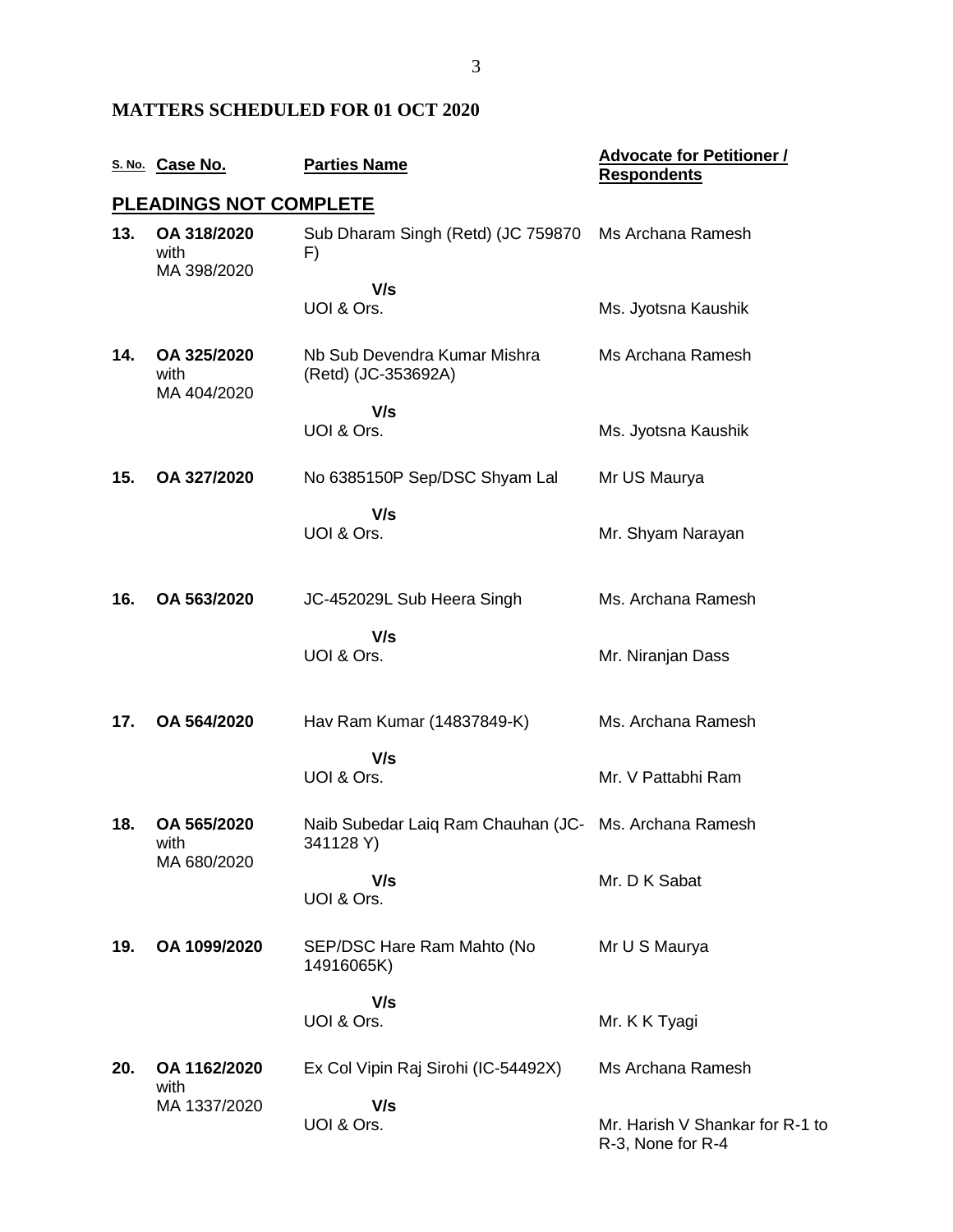## MATTERS SCHEDULED FOR 01 OCT 2020

| S. No. | Case No. | Parties Name | Advocate for Petitioner / Respondents |
|---|---|---|---|
| **PLEADINGS NOT COMPLETE** | | | |
| **13.** | **OA 318/2020** with MA 398/2020 | Sub Dharam Singh (Retd) (JC 759870 F) | Ms Archana Ramesh |
| | | **V/s** UOI & Ors. | Ms. Jyotsna Kaushik |
| **14.** | **OA 325/2020** with MA 404/2020 | Nb Sub Devendra Kumar Mishra (Retd) (JC-353692A) | Ms Archana Ramesh |
| | | **V/s** UOI & Ors. | Ms. Jyotsna Kaushik |
| **15.** | **OA 327/2020** | No 6385150P Sep/DSC Shyam Lal | Mr US Maurya |
| | | **V/s** UOI & Ors. | Mr. Shyam Narayan |
| **16.** | **OA 563/2020** | JC-452029L Sub Heera Singh | Ms. Archana Ramesh |
| | | **V/s** UOI & Ors. | Mr. Niranjan Dass |
| **17.** | **OA 564/2020** | Hav Ram Kumar (14837849-K) | Ms. Archana Ramesh |
| | | **V/s** UOI & Ors. | Mr. V Pattabhi Ram |
| **18.** | **OA 565/2020** with MA 680/2020 | Naib Subedar Laiq Ram Chauhan (JC-341128 Y) | Ms. Archana Ramesh |
| | | **V/s** UOI & Ors. | Mr. D K Sabat |
| **19.** | **OA 1099/2020** | SEP/DSC Hare Ram Mahto (No 14916065K) | Mr U S Maurya |
| | | **V/s** UOI & Ors. | Mr. K K Tyagi |
| **20.** | **OA 1162/2020** with MA 1337/2020 | Ex Col Vipin Raj Sirohi (IC-54492X) | Ms Archana Ramesh |
| | | **V/s** UOI & Ors. | Mr. Harish V Shankar for R-1 to R-3, None for R-4 |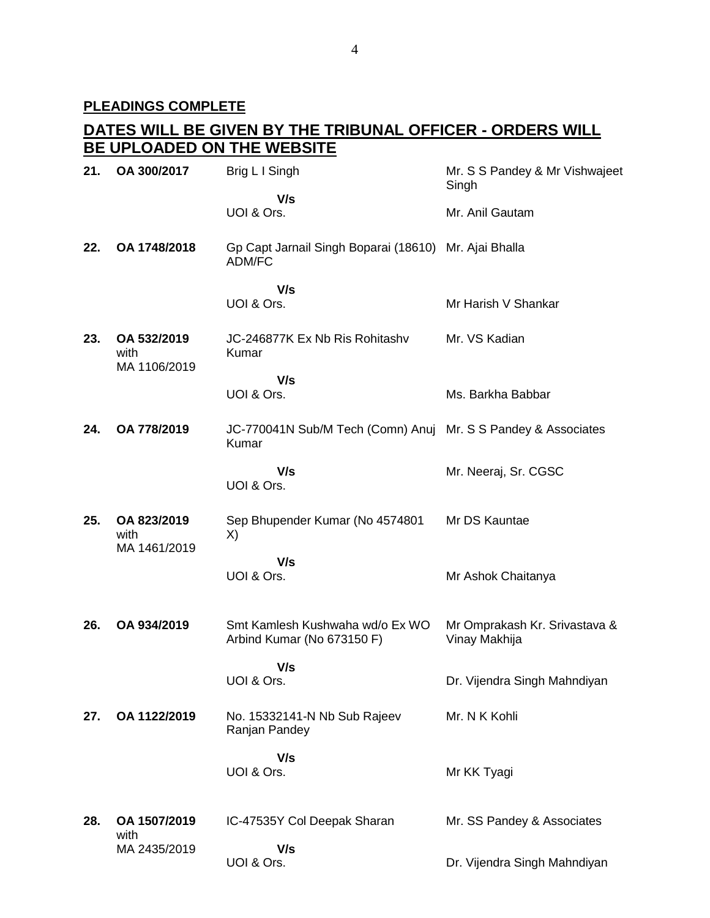**PLEADINGS COMPLETE**

## DATES WILL BE GIVEN BY THE TRIBUNAL OFFICER - ORDERS WILL BE UPLOADED ON THE WEBSITE

| | | | |
|---|---|---|---|
| **21.** | **OA 300/2017** | Brig L I Singh<br>**V/s**<br>UOI & Ors. | Mr. S S Pandey & Mr Vishwajeet Singh<br><br>Mr. Anil Gautam |
| **22.** | **OA 1748/2018** | Gp Capt Jarnail Singh Boparai (18610) ADM/FC<br>**V/s**<br>UOI & Ors. | Mr. Ajai Bhalla<br><br>Mr Harish V Shankar |
| **23.** | **OA 532/2019** with MA 1106/2019 | JC-246877K Ex Nb Ris Rohitashv Kumar<br>**V/s**<br>UOI & Ors. | Mr. VS Kadian<br><br>Ms. Barkha Babbar |
| **24.** | **OA 778/2019** | JC-770041N Sub/M Tech (Comn) Anuj Kumar<br>**V/s**<br>UOI & Ors. | Mr. S S Pandey & Associates<br><br>Mr. Neeraj, Sr. CGSC |
| **25.** | **OA 823/2019** with MA 1461/2019 | Sep Bhupender Kumar (No 4574801 X)<br>**V/s**<br>UOI & Ors. | Mr DS Kauntae<br><br>Mr Ashok Chaitanya |
| **26.** | **OA 934/2019** | Smt Kamlesh Kushwaha wd/o Ex WO Arbind Kumar (No 673150 F)<br>**V/s**<br>UOI & Ors. | Mr Omprakash Kr. Srivastava & Vinay Makhija<br><br>Dr. Vijendra Singh Mahndiyan |
| **27.** | **OA 1122/2019** | No. 15332141-N Nb Sub Rajeev Ranjan Pandey<br>**V/s**<br>UOI & Ors. | Mr. N K Kohli<br><br>Mr KK Tyagi |
| **28.** | **OA 1507/2019** with MA 2435/2019 | IC-47535Y Col Deepak Sharan<br>**V/s**<br>UOI & Ors. | Mr. SS Pandey & Associates<br><br>Dr. Vijendra Singh Mahndiyan |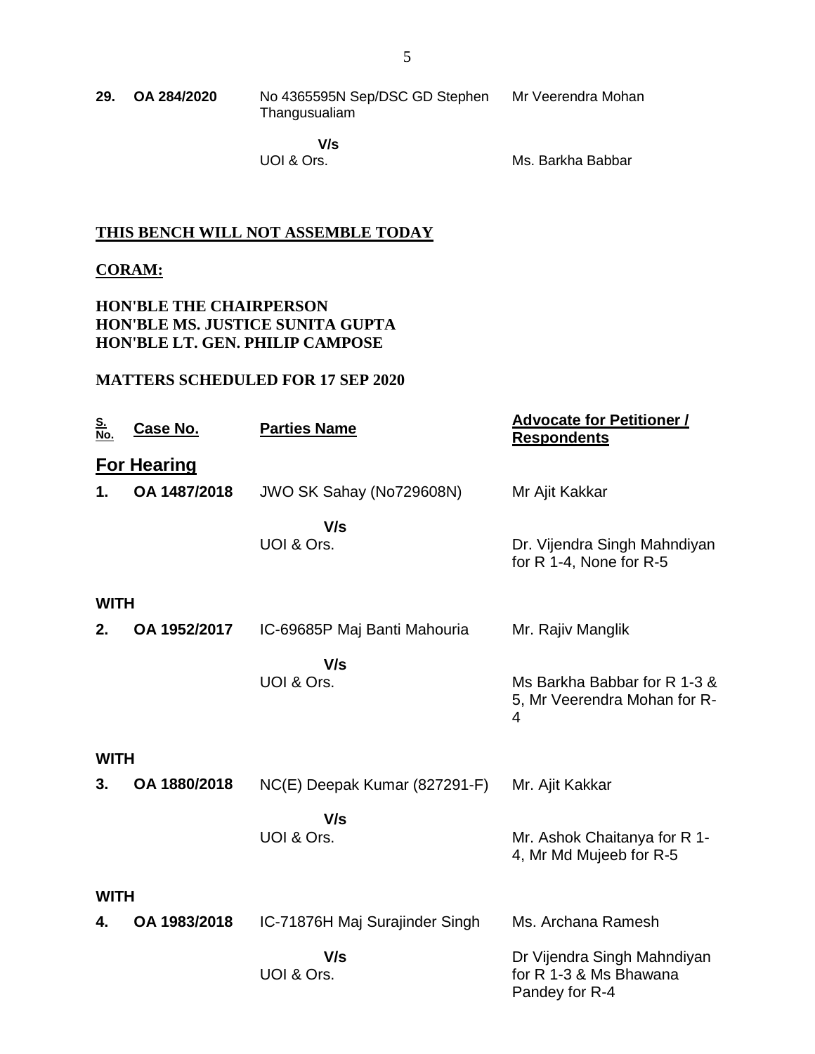| | | | |
|---|---|---|---|
| **29.** | **OA 284/2020** | No 4365595N Sep/DSC GD Stephen Thangusualiam | Mr Veerendra Mohan |
| | | **V/s** UOI & Ors. | Ms. Barkha Babbar |

**THIS BENCH WILL NOT ASSEMBLE TODAY**

**CORAM:**

**HON'BLE THE CHAIRPERSON**
**HON'BLE MS. JUSTICE SUNITA GUPTA**
**HON'BLE LT. GEN. PHILIP CAMPOSE**

**MATTERS SCHEDULED FOR 17 SEP 2020**

| S. No. | Case No. | Parties Name | Advocate for Petitioner / Respondents |
|---|---|---|---|
| **For Hearing** | | | |
| **1.** | **OA 1487/2018** | JWO SK Sahay (No729608N) | Mr Ajit Kakkar |
| | | **V/s** UOI & Ors. | Dr. Vijendra Singh Mahndiyan for R 1-4, None for R-5 |
| **WITH** | | | |
| **2.** | **OA 1952/2017** | IC-69685P Maj Banti Mahouria | Mr. Rajiv Manglik |
| | | **V/s** UOI & Ors. | Ms Barkha Babbar for R 1-3 & 5, Mr Veerendra Mohan for R-4 |
| **WITH** | | | |
| **3.** | **OA 1880/2018** | NC(E) Deepak Kumar (827291-F) | Mr. Ajit Kakkar |
| | | **V/s** UOI & Ors. | Mr. Ashok Chaitanya for R 1-4, Mr Md Mujeeb for R-5 |
| **WITH** | | | |
| **4.** | **OA 1983/2018** | IC-71876H Maj Surajinder Singh | Ms. Archana Ramesh |
| | | **V/s** UOI & Ors. | Dr Vijendra Singh Mahndiyan for R 1-3 & Ms Bhawana Pandey for R-4 |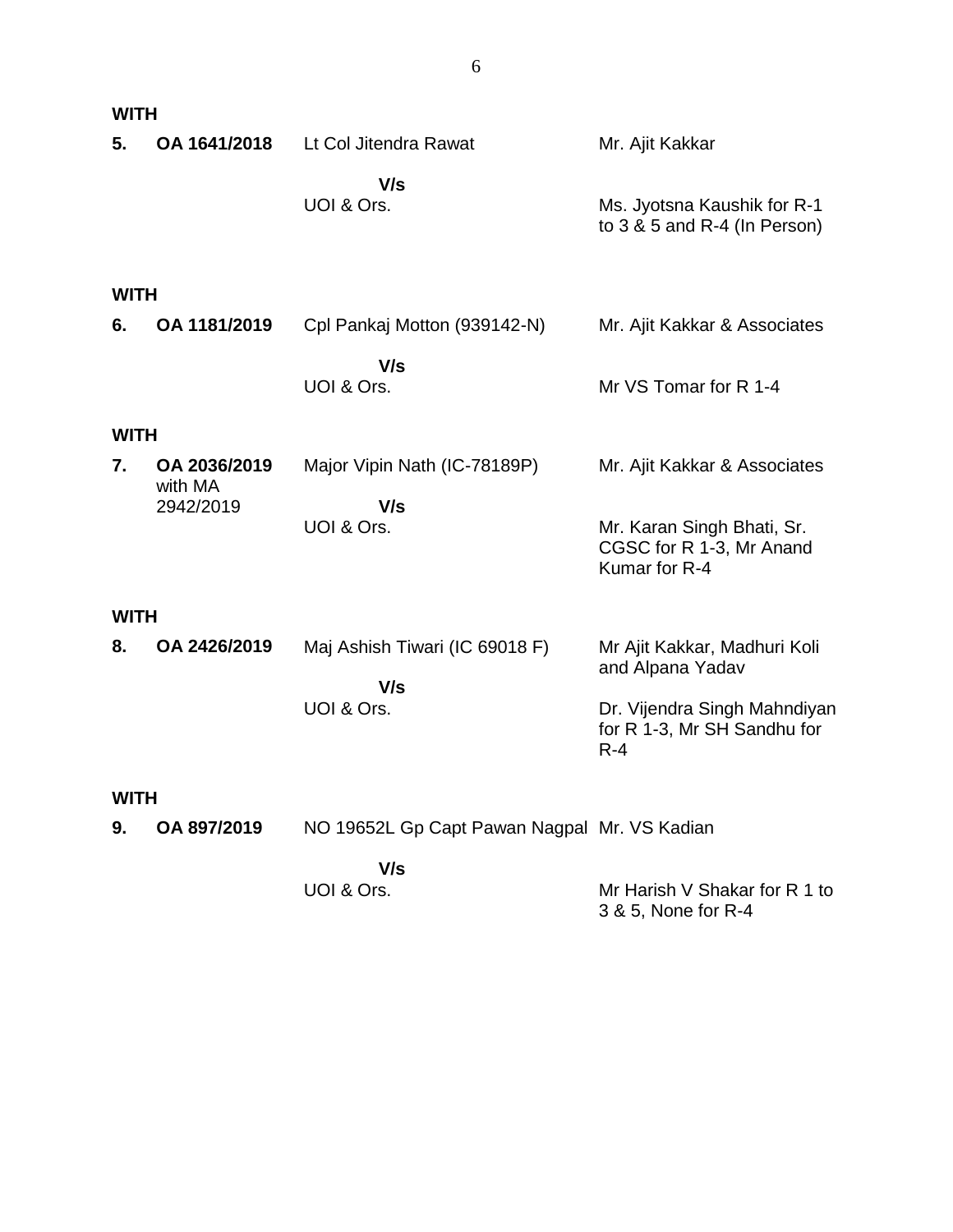**WITH**

| | | | |
|---|---|---|---|
| **5.** | **OA 1641/2018** | Lt Col Jitendra Rawat | Mr. Ajit Kakkar |
| | | **V/s** | |
| | | UOI & Ors. | Ms. Jyotsna Kaushik for R-1 to 3 & 5 and R-4 (In Person) |

**WITH**

| | | | |
|---|---|---|---|
| **6.** | **OA 1181/2019** | Cpl Pankaj Motton (939142-N) | Mr. Ajit Kakkar & Associates |
| | | **V/s** | |
| | | UOI & Ors. | Mr VS Tomar for R 1-4 |

**WITH**

| | | | |
|---|---|---|---|
| **7.** | **OA 2036/2019** with MA 2942/2019 | Major Vipin Nath (IC-78189P) | Mr. Ajit Kakkar & Associates |
| | | **V/s** | |
| | | UOI & Ors. | Mr. Karan Singh Bhati, Sr. CGSC for R 1-3, Mr Anand Kumar for R-4 |

**WITH**

| | | | |
|---|---|---|---|
| **8.** | **OA 2426/2019** | Maj Ashish Tiwari (IC 69018 F) | Mr Ajit Kakkar, Madhuri Koli and Alpana Yadav |
| | | **V/s** | |
| | | UOI & Ors. | Dr. Vijendra Singh Mahndiyan for R 1-3, Mr SH Sandhu for R-4 |

**WITH**

| | | | |
|---|---|---|---|
| **9.** | **OA 897/2019** | NO 19652L Gp Capt Pawan Nagpal | Mr. VS Kadian |
| | | **V/s** | |
| | | UOI & Ors. | Mr Harish V Shakar for R 1 to 3 & 5, None for R-4 |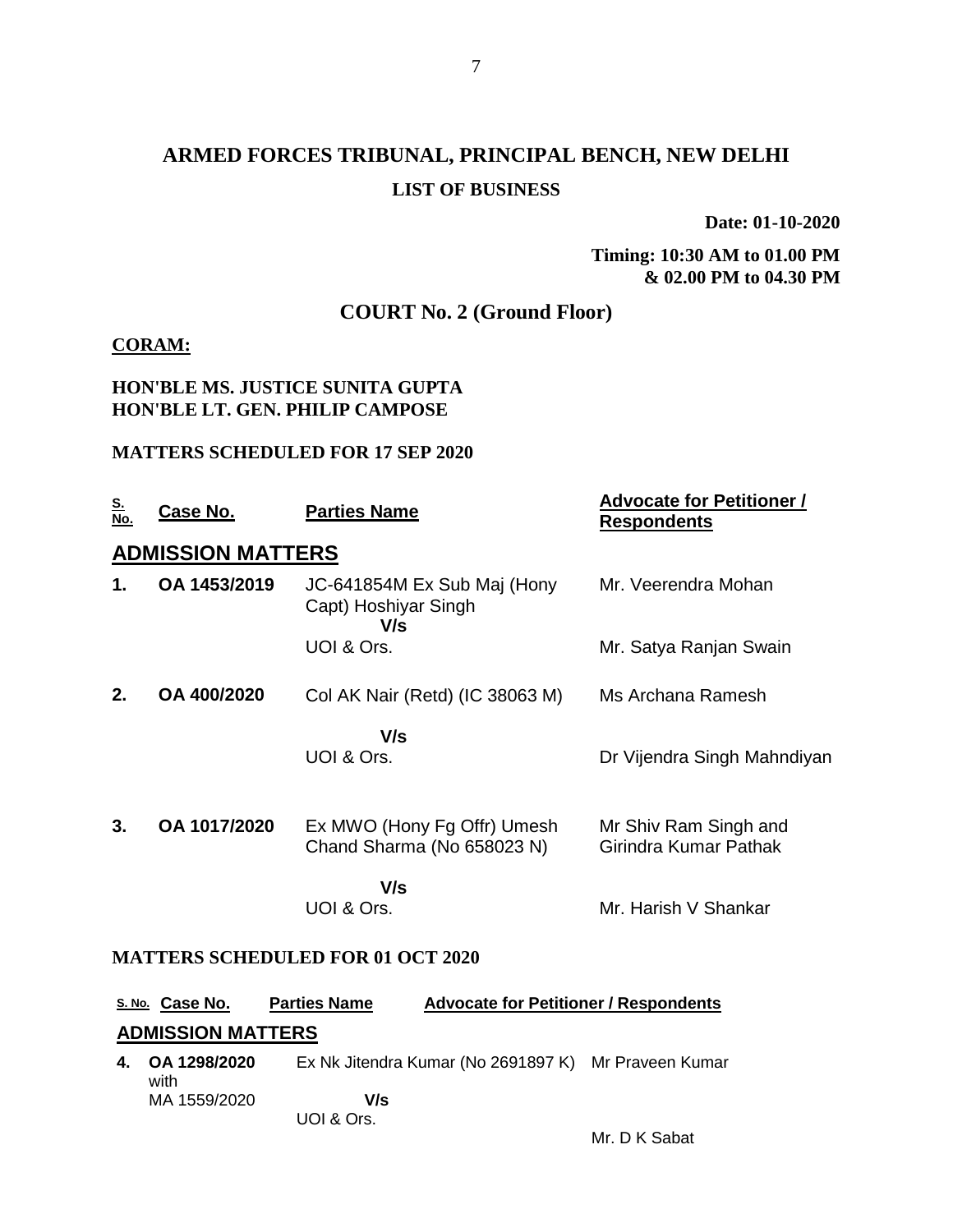# ARMED FORCES TRIBUNAL, PRINCIPAL BENCH, NEW DELHI

## LIST OF BUSINESS

**Date: 01-10-2020**

**Timing: 10:30 AM to 01.00 PM & 02.00 PM to 04.30 PM**

## COURT No. 2 (Ground Floor)

**CORAM:**

**HON'BLE MS. JUSTICE SUNITA GUPTA**
**HON'BLE LT. GEN. PHILIP CAMPOSE**

**MATTERS SCHEDULED FOR 17 SEP 2020**

| S. No. | Case No. | Parties Name | Advocate for Petitioner / Respondents |
|---|---|---|---|
| **ADMISSION MATTERS** | | | |
| **1.** | **OA 1453/2019** | JC-641854M Ex Sub Maj (Hony Capt) Hoshiyar Singh **V/s** UOI & Ors. | Mr. Veerendra Mohan<br>Mr. Satya Ranjan Swain |
| **2.** | **OA 400/2020** | Col AK Nair (Retd) (IC 38063 M) **V/s** UOI & Ors. | Ms Archana Ramesh<br>Dr Vijendra Singh Mahndiyan |
| **3.** | **OA 1017/2020** | Ex MWO (Hony Fg Offr) Umesh Chand Sharma (No 658023 N) **V/s** UOI & Ors. | Mr Shiv Ram Singh and Girindra Kumar Pathak<br>Mr. Harish V Shankar |

**MATTERS SCHEDULED FOR 01 OCT 2020**

| S. No. | Case No. | Parties Name | Advocate for Petitioner / Respondents |
|---|---|---|---|
| **ADMISSION MATTERS** | | | |
| **4.** | **OA 1298/2020** with MA 1559/2020 | Ex Nk Jitendra Kumar (No 2691897 K) **V/s** UOI & Ors. | Mr Praveen Kumar<br>Mr. D K Sabat |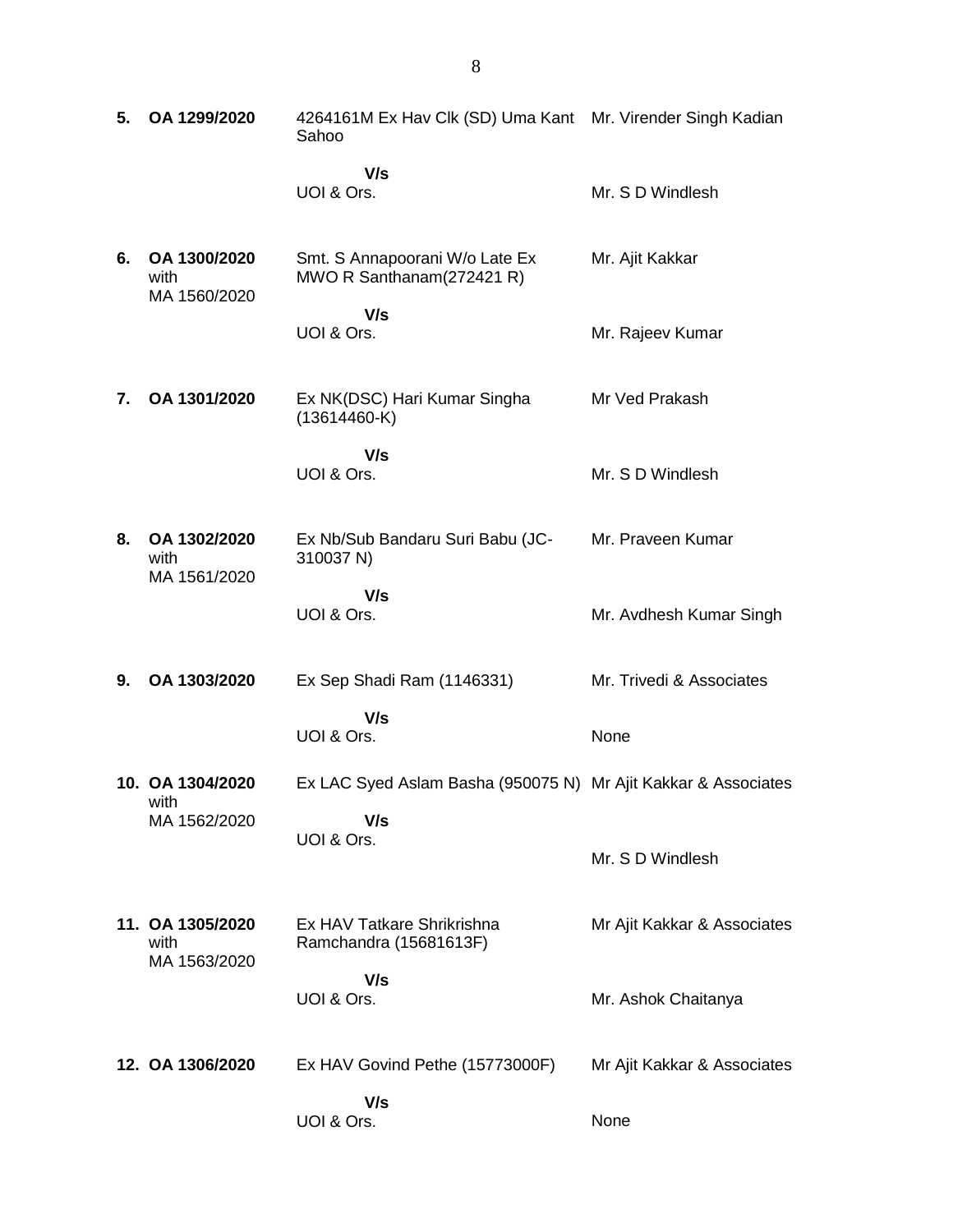| | | | |
|---|---|---|---|
| **5.** | **OA 1299/2020** | 4264161M Ex Hav Clk (SD) Uma Kant Sahoo | Mr. Virender Singh Kadian |
| | | **V/s** UOI & Ors. | Mr. S D Windlesh |
| **6.** | **OA 1300/2020** with MA 1560/2020 | Smt. S Annapoorani W/o Late Ex MWO R Santhanam(272421 R) | Mr. Ajit Kakkar |
| | | **V/s** UOI & Ors. | Mr. Rajeev Kumar |
| **7.** | **OA 1301/2020** | Ex NK(DSC) Hari Kumar Singha (13614460-K) | Mr Ved Prakash |
| | | **V/s** UOI & Ors. | Mr. S D Windlesh |
| **8.** | **OA 1302/2020** with MA 1561/2020 | Ex Nb/Sub Bandaru Suri Babu (JC-310037 N) | Mr. Praveen Kumar |
| | | **V/s** UOI & Ors. | Mr. Avdhesh Kumar Singh |
| **9.** | **OA 1303/2020** | Ex Sep Shadi Ram (1146331) | Mr. Trivedi & Associates |
| | | **V/s** UOI & Ors. | None |
| **10.** | **OA 1304/2020** with MA 1562/2020 | Ex LAC Syed Aslam Basha (950075 N) | Mr Ajit Kakkar & Associates |
| | | **V/s** UOI & Ors. | Mr. S D Windlesh |
| **11.** | **OA 1305/2020** with MA 1563/2020 | Ex HAV Tatkare Shrikrishna Ramchandra (15681613F) | Mr Ajit Kakkar & Associates |
| | | **V/s** UOI & Ors. | Mr. Ashok Chaitanya |
| **12.** | **OA 1306/2020** | Ex HAV Govind Pethe (15773000F) | Mr Ajit Kakkar & Associates |
| | | **V/s** UOI & Ors. | None |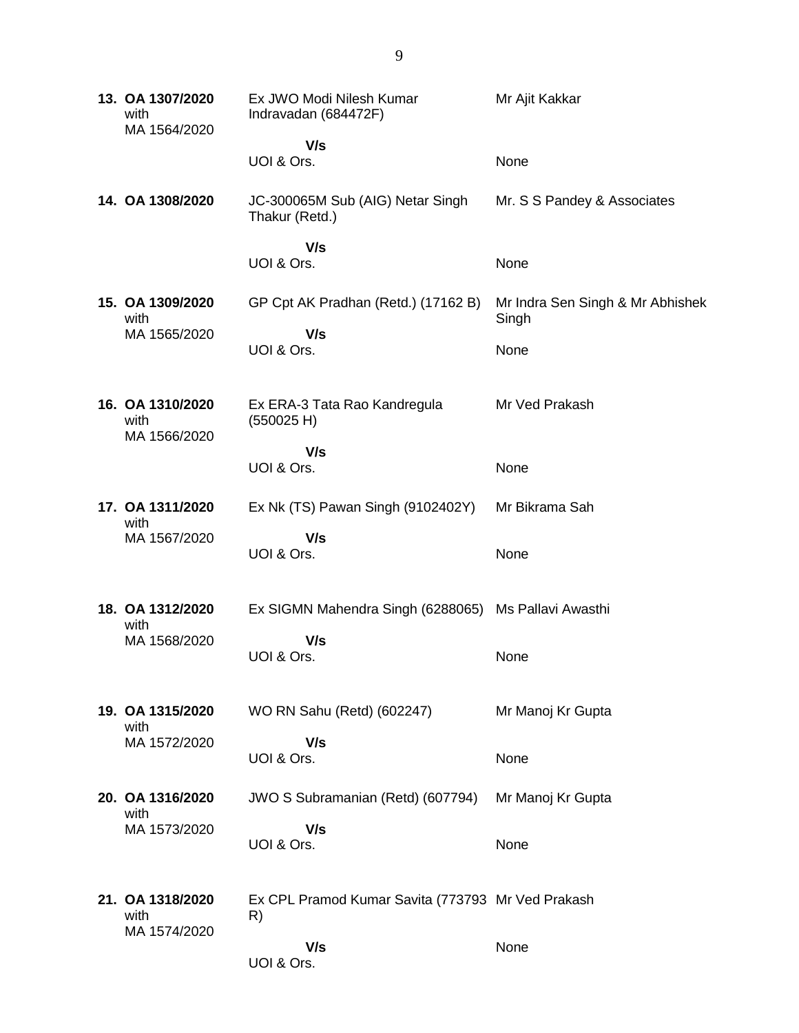| | | |
|---|---|---|
| **13. OA 1307/2020** with MA 1564/2020 | Ex JWO Modi Nilesh Kumar Indravadan (684472F)<br>**V/s**<br>UOI & Ors. | Mr Ajit Kakkar<br><br>None |
| **14. OA 1308/2020** | JC-300065M Sub (AIG) Netar Singh Thakur (Retd.)<br>**V/s**<br>UOI & Ors. | Mr. S S Pandey & Associates<br><br>None |
| **15. OA 1309/2020** with MA 1565/2020 | GP Cpt AK Pradhan (Retd.) (17162 B)<br>**V/s**<br>UOI & Ors. | Mr Indra Sen Singh & Mr Abhishek Singh<br><br>None |
| **16. OA 1310/2020** with MA 1566/2020 | Ex ERA-3 Tata Rao Kandregula (550025 H)<br>**V/s**<br>UOI & Ors. | Mr Ved Prakash<br><br>None |
| **17. OA 1311/2020** with MA 1567/2020 | Ex Nk (TS) Pawan Singh (9102402Y)<br>**V/s**<br>UOI & Ors. | Mr Bikrama Sah<br><br>None |
| **18. OA 1312/2020** with MA 1568/2020 | Ex SIGMN Mahendra Singh (6288065)<br>**V/s**<br>UOI & Ors. | Ms Pallavi Awasthi<br><br>None |
| **19. OA 1315/2020** with MA 1572/2020 | WO RN Sahu (Retd) (602247)<br>**V/s**<br>UOI & Ors. | Mr Manoj Kr Gupta<br><br>None |
| **20. OA 1316/2020** with MA 1573/2020 | JWO S Subramanian (Retd) (607794)<br>**V/s**<br>UOI & Ors. | Mr Manoj Kr Gupta<br><br>None |
| **21. OA 1318/2020** with MA 1574/2020 | Ex CPL Pramod Kumar Savita (773793 R)<br>**V/s**<br>UOI & Ors. | Mr Ved Prakash<br><br>None |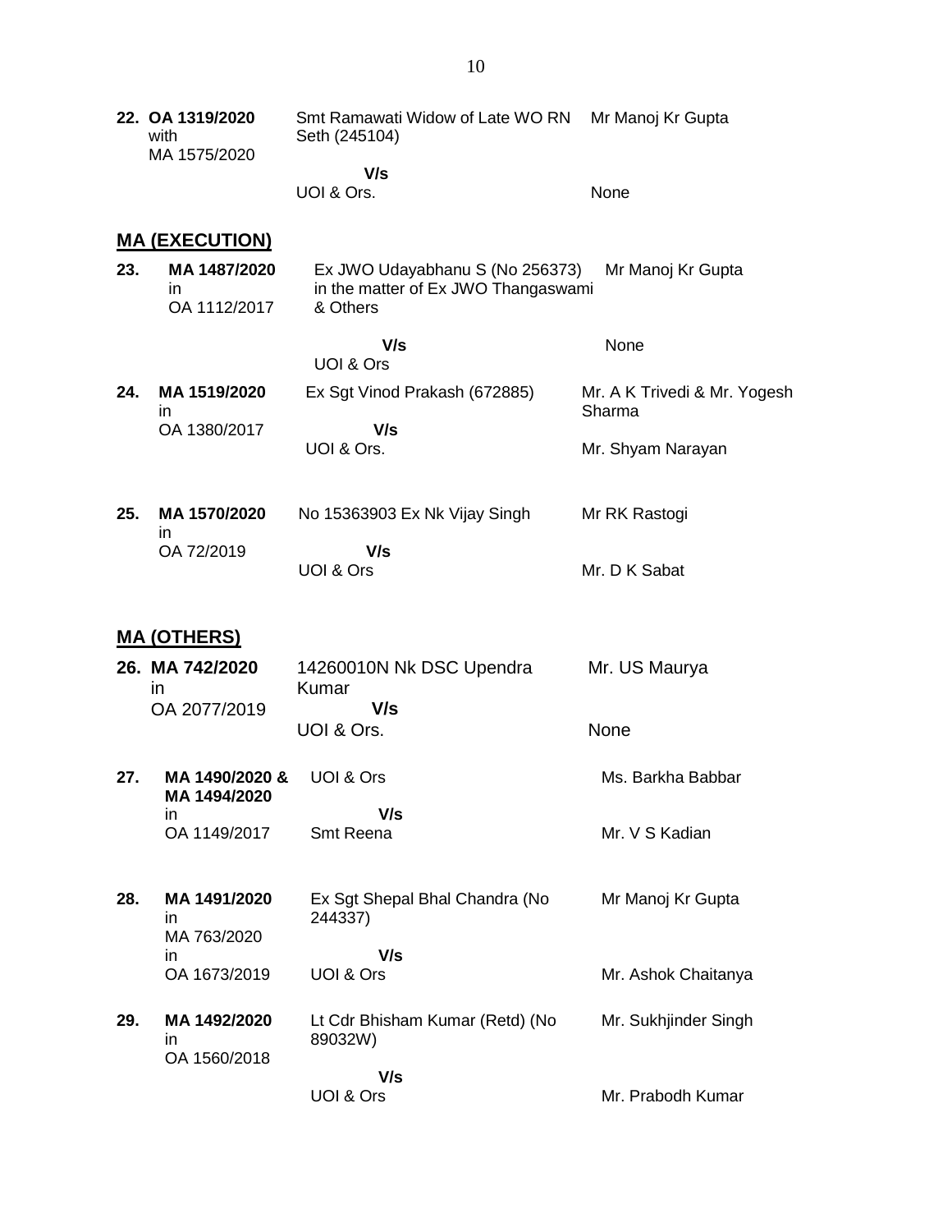| | | | |
|---|---|---|---|
| 22. | **OA 1319/2020** with MA 1575/2020 | Smt Ramawati Widow of Late WO RN Seth (245104) | Mr Manoj Kr Gupta |
| | | **V/s** | |
| | | UOI & Ors. | None |

## MA (EXECUTION)

| | | | |
|---|---|---|---|
| **23.** | **MA 1487/2020** in OA 1112/2017 | Ex JWO Udayabhanu S (No 256373) in the matter of Ex JWO Thangaswami & Others | Mr Manoj Kr Gupta |
| | | **V/s** | |
| | | UOI & Ors | None |
| **24.** | **MA 1519/2020** in OA 1380/2017 | Ex Sgt Vinod Prakash (672885) | Mr. A K Trivedi & Mr. Yogesh Sharma |
| | | **V/s** | |
| | | UOI & Ors. | Mr. Shyam Narayan |
| **25.** | **MA 1570/2020** in OA 72/2019 | No 15363903 Ex Nk Vijay Singh | Mr RK Rastogi |
| | | **V/s** | |
| | | UOI & Ors | Mr. D K Sabat |

## MA (OTHERS)

| | | | |
|---|---|---|---|
| **26.** | **MA 742/2020** in OA 2077/2019 | 14260010N Nk DSC Upendra Kumar | Mr. US Maurya |
| | | **V/s** | |
| | | UOI & Ors. | None |
| **27.** | **MA 1490/2020 & MA 1494/2020** in OA 1149/2017 | UOI & Ors | Ms. Barkha Babbar |
| | | **V/s** | |
| | | Smt Reena | Mr. V S Kadian |
| **28.** | **MA 1491/2020** in MA 763/2020 in OA 1673/2019 | Ex Sgt Shepal Bhal Chandra (No 244337) | Mr Manoj Kr Gupta |
| | | **V/s** | |
| | | UOI & Ors | Mr. Ashok Chaitanya |
| **29.** | **MA 1492/2020** in OA 1560/2018 | Lt Cdr Bhisham Kumar (Retd) (No 89032W) | Mr. Sukhjinder Singh |
| | | **V/s** | |
| | | UOI & Ors | Mr. Prabodh Kumar |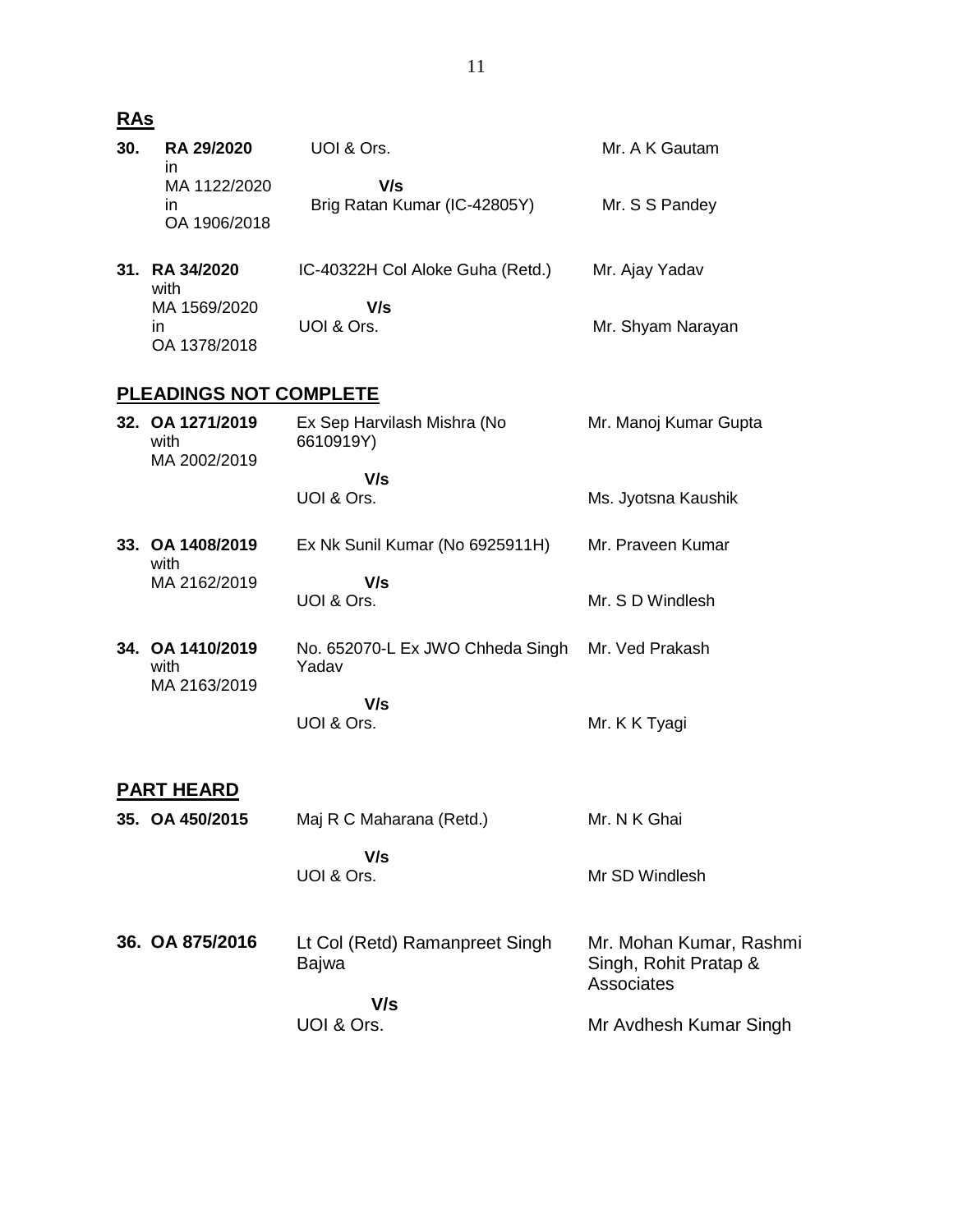## RAs

| No. | Case | Parties | Counsel |
|---|---|---|---|
| 30. | **RA 29/2020** in MA 1122/2020 in OA 1906/2018 | UOI & Ors. | Mr. A K Gautam |
| | | **V/s** | |
| | | Brig Ratan Kumar (IC-42805Y) | Mr. S S Pandey |
| 31. | **RA 34/2020** with MA 1569/2020 in OA 1378/2018 | IC-40322H Col Aloke Guha (Retd.) | Mr. Ajay Yadav |
| | | **V/s** | |
| | | UOI & Ors. | Mr. Shyam Narayan |

## PLEADINGS NOT COMPLETE

| No. | Case | Parties | Counsel |
|---|---|---|---|
| 32. | **OA 1271/2019** with MA 2002/2019 | Ex Sep Harvilash Mishra (No 6610919Y) | Mr. Manoj Kumar Gupta |
| | | **V/s** | |
| | | UOI & Ors. | Ms. Jyotsna Kaushik |
| 33. | **OA 1408/2019** with MA 2162/2019 | Ex Nk Sunil Kumar (No 6925911H) | Mr. Praveen Kumar |
| | | **V/s** | |
| | | UOI & Ors. | Mr. S D Windlesh |
| 34. | **OA 1410/2019** with MA 2163/2019 | No. 652070-L Ex JWO Chheda Singh Yadav | Mr. Ved Prakash |
| | | **V/s** | |
| | | UOI & Ors. | Mr. K K Tyagi |

## PART HEARD

| No. | Case | Parties | Counsel |
|---|---|---|---|
| 35. | **OA 450/2015** | Maj R C Maharana (Retd.) | Mr. N K Ghai |
| | | **V/s** | |
| | | UOI & Ors. | Mr SD Windlesh |
| 36. | **OA 875/2016** | Lt Col (Retd) Ramanpreet Singh Bajwa | Mr. Mohan Kumar, Rashmi Singh, Rohit Pratap & Associates |
| | | **V/s** | |
| | | UOI & Ors. | Mr Avdhesh Kumar Singh |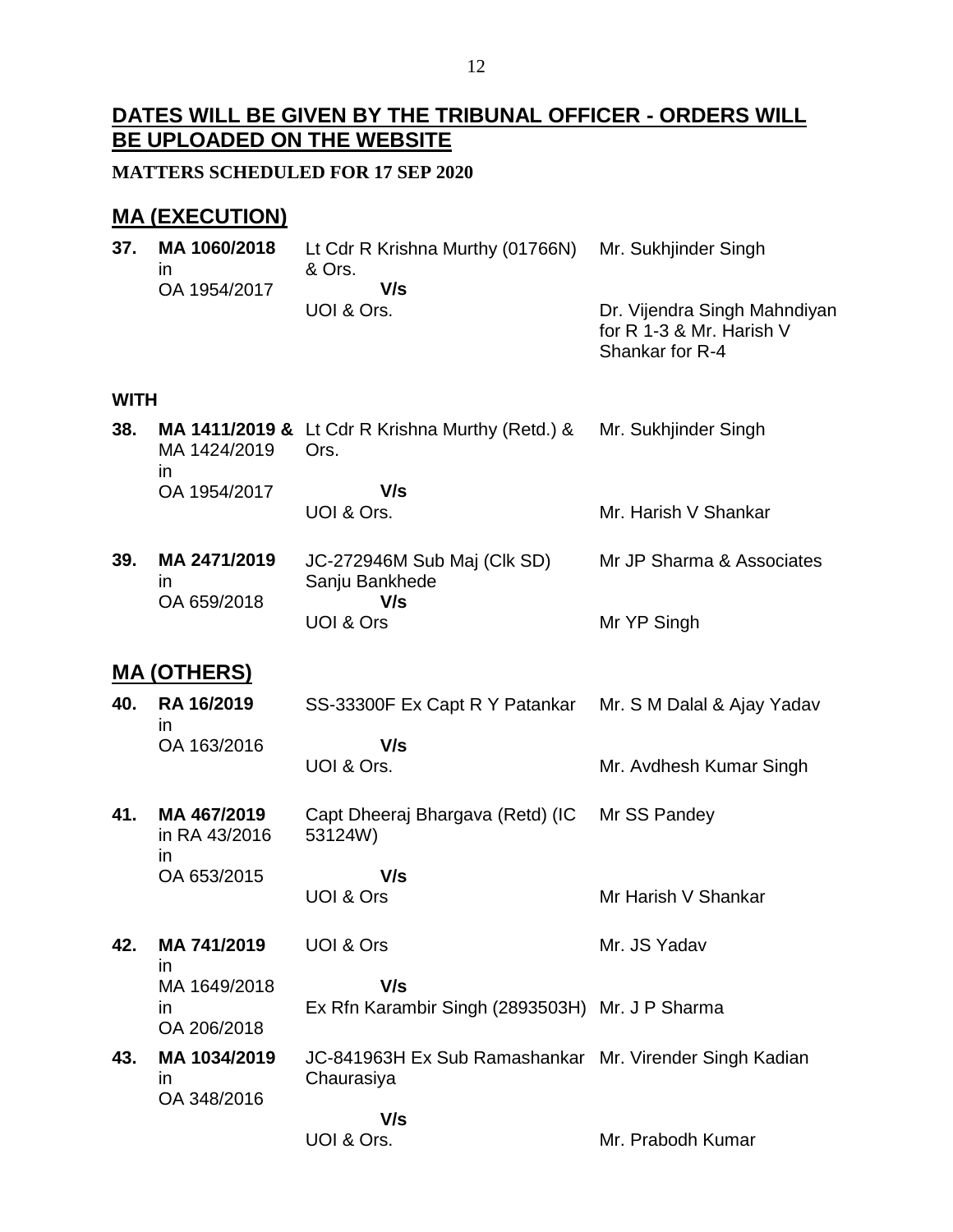## DATES WILL BE GIVEN BY THE TRIBUNAL OFFICER - ORDERS WILL BE UPLOADED ON THE WEBSITE

**MATTERS SCHEDULED FOR 17 SEP 2020**

## MA (EXECUTION)

| | | | |
|---|---|---|---|
| **37.** | **MA 1060/2018** in OA 1954/2017 | Lt Cdr R Krishna Murthy (01766N) & Ors. **V/s** UOI & Ors. | Mr. Sukhjinder Singh<br><br>Dr. Vijendra Singh Mahndiyan for R 1-3 & Mr. Harish V Shankar for R-4 |

**WITH**

| | | | |
|---|---|---|---|
| **38.** | **MA 1411/2019 &** MA 1424/2019 in OA 1954/2017 | Lt Cdr R Krishna Murthy (Retd.) & Ors. **V/s** UOI & Ors. | Mr. Sukhjinder Singh<br><br>Mr. Harish V Shankar |
| **39.** | **MA 2471/2019** in OA 659/2018 | JC-272946M Sub Maj (Clk SD) Sanju Bankhede **V/s** UOI & Ors | Mr JP Sharma & Associates<br><br>Mr YP Singh |

## MA (OTHERS)

| | | | |
|---|---|---|---|
| **40.** | **RA 16/2019** in OA 163/2016 | SS-33300F Ex Capt R Y Patankar **V/s** UOI & Ors. | Mr. S M Dalal & Ajay Yadav<br><br>Mr. Avdhesh Kumar Singh |
| **41.** | **MA 467/2019** in RA 43/2016 in OA 653/2015 | Capt Dheeraj Bhargava (Retd) (IC 53124W) **V/s** UOI & Ors | Mr SS Pandey<br><br>Mr Harish V Shankar |
| **42.** | **MA 741/2019** in MA 1649/2018 in OA 206/2018 | UOI & Ors **V/s** Ex Rfn Karambir Singh (2893503H) | Mr. JS Yadav<br><br>Mr. J P Sharma |
| **43.** | **MA 1034/2019** in OA 348/2016 | JC-841963H Ex Sub Ramashankar Chaurasiya **V/s** UOI & Ors. | Mr. Virender Singh Kadian<br><br>Mr. Prabodh Kumar |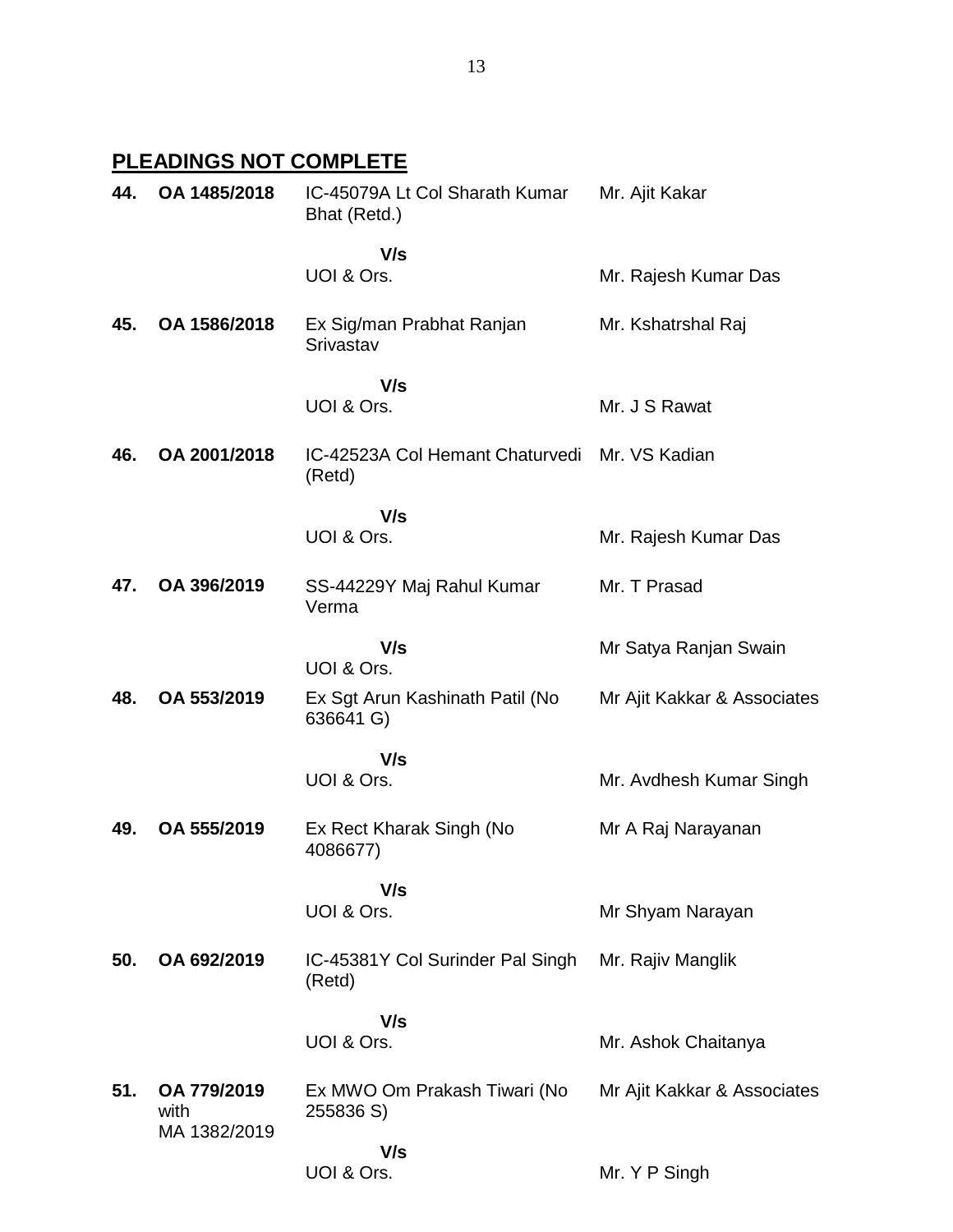## PLEADINGS NOT COMPLETE

| | | | |
|---|---|---|---|
| **44.** | **OA 1485/2018** | IC-45079A Lt Col Sharath Kumar Bhat (Retd.) | Mr. Ajit Kakar |
| | | **V/s** | |
| | | UOI & Ors. | Mr. Rajesh Kumar Das |
| **45.** | **OA 1586/2018** | Ex Sig/man Prabhat Ranjan Srivastav | Mr. Kshatrshal Raj |
| | | **V/s** | |
| | | UOI & Ors. | Mr. J S Rawat |
| **46.** | **OA 2001/2018** | IC-42523A Col Hemant Chaturvedi (Retd) | Mr. VS Kadian |
| | | **V/s** | |
| | | UOI & Ors. | Mr. Rajesh Kumar Das |
| **47.** | **OA 396/2019** | SS-44229Y Maj Rahul Kumar Verma | Mr. T Prasad |
| | | **V/s** | Mr Satya Ranjan Swain |
| | | UOI & Ors. | |
| **48.** | **OA 553/2019** | Ex Sgt Arun Kashinath Patil (No 636641 G) | Mr Ajit Kakkar & Associates |
| | | **V/s** | |
| | | UOI & Ors. | Mr. Avdhesh Kumar Singh |
| **49.** | **OA 555/2019** | Ex Rect Kharak Singh (No 4086677) | Mr A Raj Narayanan |
| | | **V/s** | |
| | | UOI & Ors. | Mr Shyam Narayan |
| **50.** | **OA 692/2019** | IC-45381Y Col Surinder Pal Singh (Retd) | Mr. Rajiv Manglik |
| | | **V/s** | |
| | | UOI & Ors. | Mr. Ashok Chaitanya |
| **51.** | **OA 779/2019** with MA 1382/2019 | Ex MWO Om Prakash Tiwari (No 255836 S) | Mr Ajit Kakkar & Associates |
| | | **V/s** | |
| | | UOI & Ors. | Mr. Y P Singh |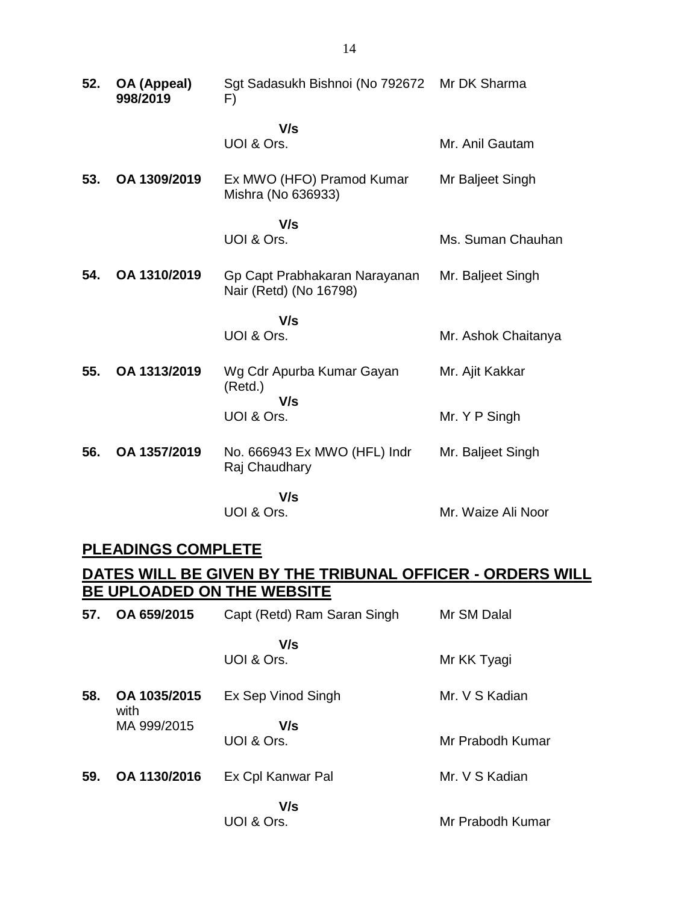| | | | |
|---|---|---|---|
| **52.** | **OA (Appeal) 998/2019** | Sgt Sadasukh Bishnoi (No 792672 F) | Mr DK Sharma |
| | | **V/s** | |
| | | UOI & Ors. | Mr. Anil Gautam |
| **53.** | **OA 1309/2019** | Ex MWO (HFO) Pramod Kumar Mishra (No 636933) | Mr Baljeet Singh |
| | | **V/s** | |
| | | UOI & Ors. | Ms. Suman Chauhan |
| **54.** | **OA 1310/2019** | Gp Capt Prabhakaran Narayanan Nair (Retd) (No 16798) | Mr. Baljeet Singh |
| | | **V/s** | |
| | | UOI & Ors. | Mr. Ashok Chaitanya |
| **55.** | **OA 1313/2019** | Wg Cdr Apurba Kumar Gayan (Retd.) | Mr. Ajit Kakkar |
| | | **V/s** | |
| | | UOI & Ors. | Mr. Y P Singh |
| **56.** | **OA 1357/2019** | No. 666943 Ex MWO (HFL) Indr Raj Chaudhary | Mr. Baljeet Singh |
| | | **V/s** | |
| | | UOI & Ors. | Mr. Waize Ali Noor |

## PLEADINGS COMPLETE

## DATES WILL BE GIVEN BY THE TRIBUNAL OFFICER - ORDERS WILL BE UPLOADED ON THE WEBSITE

| | | | |
|---|---|---|---|
| **57.** | **OA 659/2015** | Capt (Retd) Ram Saran Singh | Mr SM Dalal |
| | | **V/s** | |
| | | UOI & Ors. | Mr KK Tyagi |
| **58.** | **OA 1035/2015** with MA 999/2015 | Ex Sep Vinod Singh | Mr. V S Kadian |
| | | **V/s** | |
| | | UOI & Ors. | Mr Prabodh Kumar |
| **59.** | **OA 1130/2016** | Ex Cpl Kanwar Pal | Mr. V S Kadian |
| | | **V/s** | |
| | | UOI & Ors. | Mr Prabodh Kumar |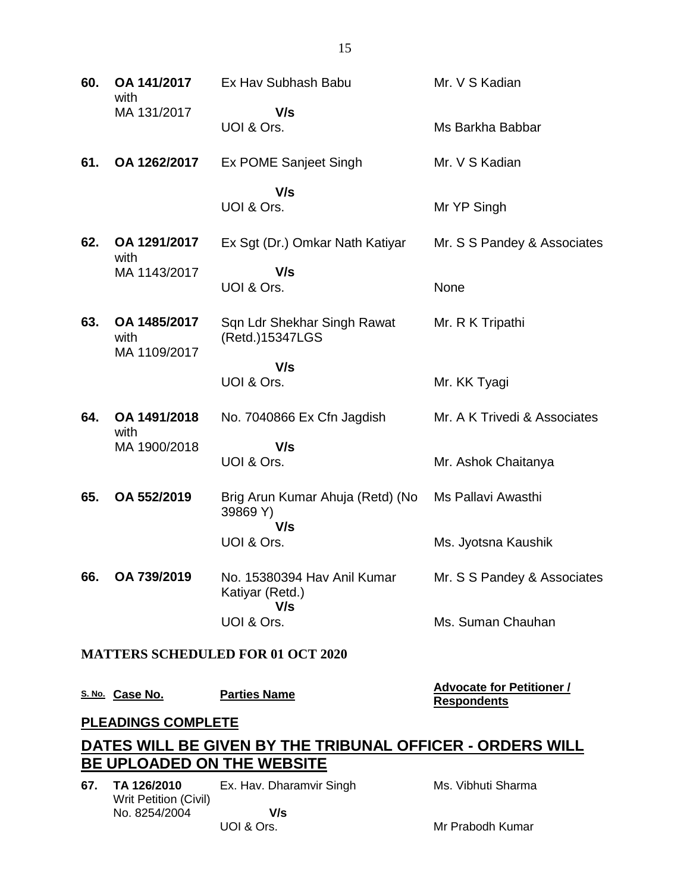| | | | |
|---|---|---|---|
| **60.** | **OA 141/2017** with MA 131/2017 | Ex Hav Subhash Babu **V/s** UOI & Ors. | Mr. V S Kadian <br> Ms Barkha Babbar |
| **61.** | **OA 1262/2017** | Ex POME Sanjeet Singh **V/s** UOI & Ors. | Mr. V S Kadian <br> Mr YP Singh |
| **62.** | **OA 1291/2017** with MA 1143/2017 | Ex Sgt (Dr.) Omkar Nath Katiyar **V/s** UOI & Ors. | Mr. S S Pandey & Associates <br> None |
| **63.** | **OA 1485/2017** with MA 1109/2017 | Sqn Ldr Shekhar Singh Rawat (Retd.)15347LGS **V/s** UOI & Ors. | Mr. R K Tripathi <br> Mr. KK Tyagi |
| **64.** | **OA 1491/2018** with MA 1900/2018 | No. 7040866 Ex Cfn Jagdish **V/s** UOI & Ors. | Mr. A K Trivedi & Associates <br> Mr. Ashok Chaitanya |
| **65.** | **OA 552/2019** | Brig Arun Kumar Ahuja (Retd) (No 39869 Y) **V/s** UOI & Ors. | Ms Pallavi Awasthi <br> Ms. Jyotsna Kaushik |
| **66.** | **OA 739/2019** | No. 15380394 Hav Anil Kumar Katiyar (Retd.) **V/s** UOI & Ors. | Mr. S S Pandey & Associates <br> Ms. Suman Chauhan |

## MATTERS SCHEDULED FOR 01 OCT 2020

| S. No. | Case No. | Parties Name | Advocate for Petitioner / Respondents |
|---|---|---|---|

**PLEADINGS COMPLETE**

## DATES WILL BE GIVEN BY THE TRIBUNAL OFFICER - ORDERS WILL BE UPLOADED ON THE WEBSITE

| | | | |
|---|---|---|---|
| **67.** | **TA 126/2010** Writ Petition (Civil) No. 8254/2004 | Ex. Hav. Dharamvir Singh **V/s** UOI & Ors. | Ms. Vibhuti Sharma <br> Mr Prabodh Kumar |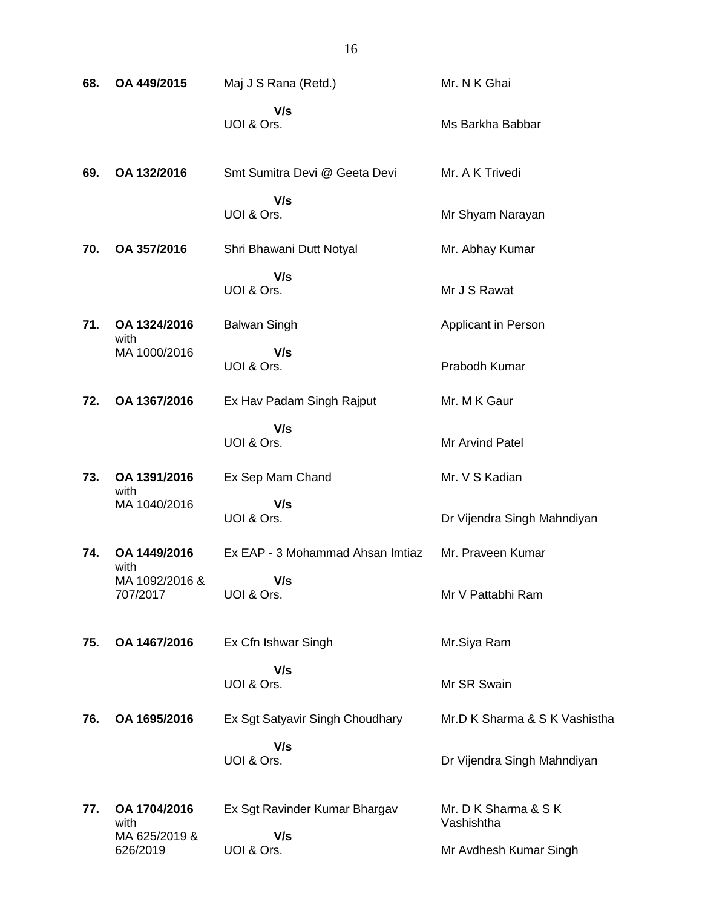| | | | |
|---|---|---|---|
| **68.** | **OA 449/2015** | Maj J S Rana (Retd.)<br>**V/s**<br>UOI & Ors. | Mr. N K Ghai<br><br>Ms Barkha Babbar |
| **69.** | **OA 132/2016** | Smt Sumitra Devi @ Geeta Devi<br>**V/s**<br>UOI & Ors. | Mr. A K Trivedi<br><br>Mr Shyam Narayan |
| **70.** | **OA 357/2016** | Shri Bhawani Dutt Notyal<br>**V/s**<br>UOI & Ors. | Mr. Abhay Kumar<br><br>Mr J S Rawat |
| **71.** | **OA 1324/2016** with MA 1000/2016 | Balwan Singh<br>**V/s**<br>UOI & Ors. | Applicant in Person<br><br>Prabodh Kumar |
| **72.** | **OA 1367/2016** | Ex Hav Padam Singh Rajput<br>**V/s**<br>UOI & Ors. | Mr. M K Gaur<br><br>Mr Arvind Patel |
| **73.** | **OA 1391/2016** with MA 1040/2016 | Ex Sep Mam Chand<br>**V/s**<br>UOI & Ors. | Mr. V S Kadian<br><br>Dr Vijendra Singh Mahndiyan |
| **74.** | **OA 1449/2016** with MA 1092/2016 & 707/2017 | Ex EAP - 3 Mohammad Ahsan Imtiaz<br>**V/s**<br>UOI & Ors. | Mr. Praveen Kumar<br><br>Mr V Pattabhi Ram |
| **75.** | **OA 1467/2016** | Ex Cfn Ishwar Singh<br>**V/s**<br>UOI & Ors. | Mr.Siya Ram<br><br>Mr SR Swain |
| **76.** | **OA 1695/2016** | Ex Sgt Satyavir Singh Choudhary<br>**V/s**<br>UOI & Ors. | Mr.D K Sharma & S K Vashistha<br><br>Dr Vijendra Singh Mahndiyan |
| **77.** | **OA 1704/2016** with MA 625/2019 & 626/2019 | Ex Sgt Ravinder Kumar Bhargav<br>**V/s**<br>UOI & Ors. | Mr. D K Sharma & S K Vashishtha<br><br>Mr Avdhesh Kumar Singh |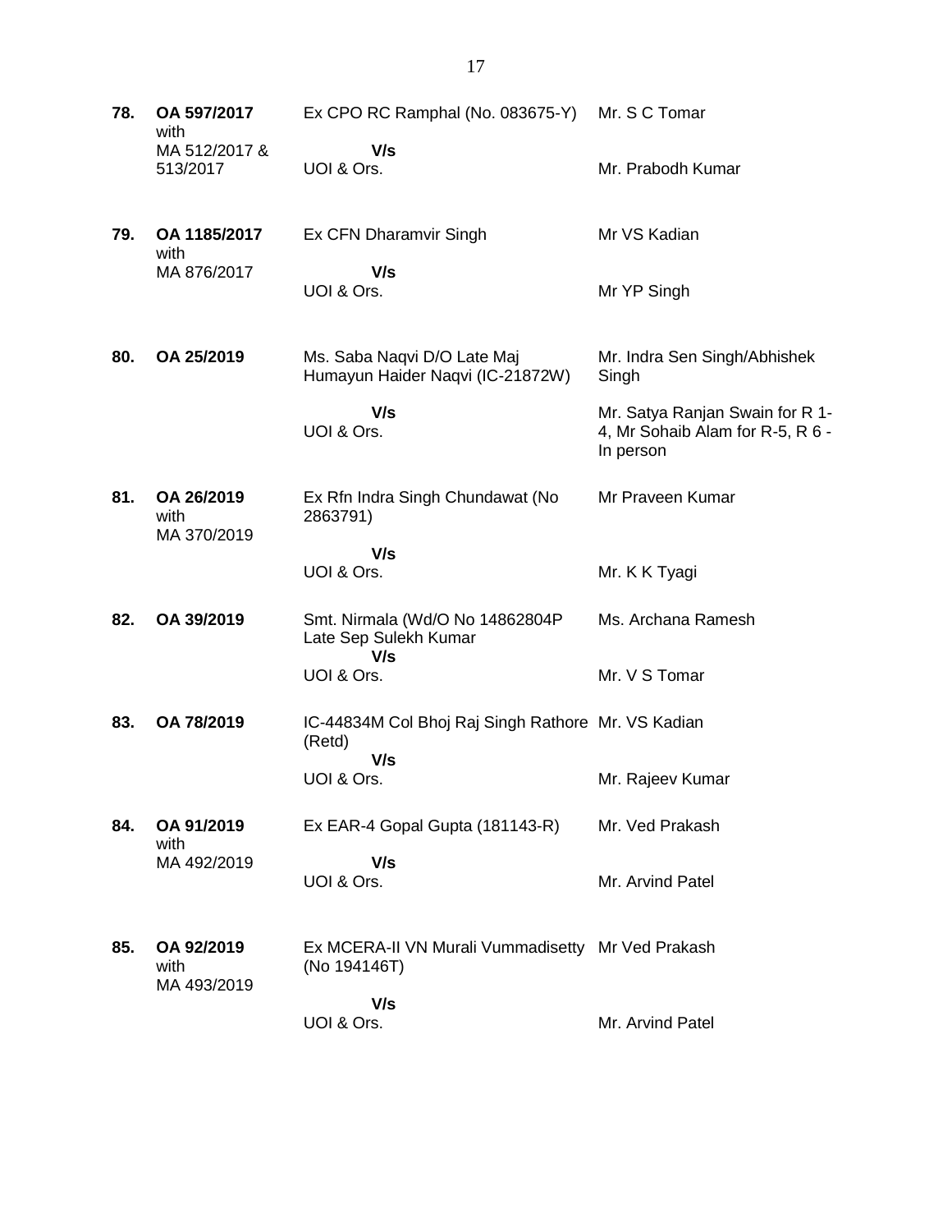| | | | |
|---|---|---|---|
| **78.** | **OA 597/2017** with MA 512/2017 & 513/2017 | Ex CPO RC Ramphal (No. 083675-Y) **V/s** UOI & Ors. | Mr. S C Tomar<br><br>Mr. Prabodh Kumar |
| **79.** | **OA 1185/2017** with MA 876/2017 | Ex CFN Dharamvir Singh **V/s** UOI & Ors. | Mr VS Kadian<br><br>Mr YP Singh |
| **80.** | **OA 25/2019** | Ms. Saba Naqvi D/O Late Maj Humayun Haider Naqvi (IC-21872W) **V/s** UOI & Ors. | Mr. Indra Sen Singh/Abhishek Singh<br><br>Mr. Satya Ranjan Swain for R 1-4, Mr Sohaib Alam for R-5, R 6 - In person |
| **81.** | **OA 26/2019** with MA 370/2019 | Ex Rfn Indra Singh Chundawat (No 2863791) **V/s** UOI & Ors. | Mr Praveen Kumar<br><br>Mr. K K Tyagi |
| **82.** | **OA 39/2019** | Smt. Nirmala (Wd/O No 14862804P Late Sep Sulekh Kumar **V/s** UOI & Ors. | Ms. Archana Ramesh<br><br>Mr. V S Tomar |
| **83.** | **OA 78/2019** | IC-44834M Col Bhoj Raj Singh Rathore (Retd) **V/s** UOI & Ors. | Mr. VS Kadian<br><br>Mr. Rajeev Kumar |
| **84.** | **OA 91/2019** with MA 492/2019 | Ex EAR-4 Gopal Gupta (181143-R) **V/s** UOI & Ors. | Mr. Ved Prakash<br><br>Mr. Arvind Patel |
| **85.** | **OA 92/2019** with MA 493/2019 | Ex MCERA-II VN Murali Vummadisetty (No 194146T) **V/s** UOI & Ors. | Mr Ved Prakash<br><br>Mr. Arvind Patel |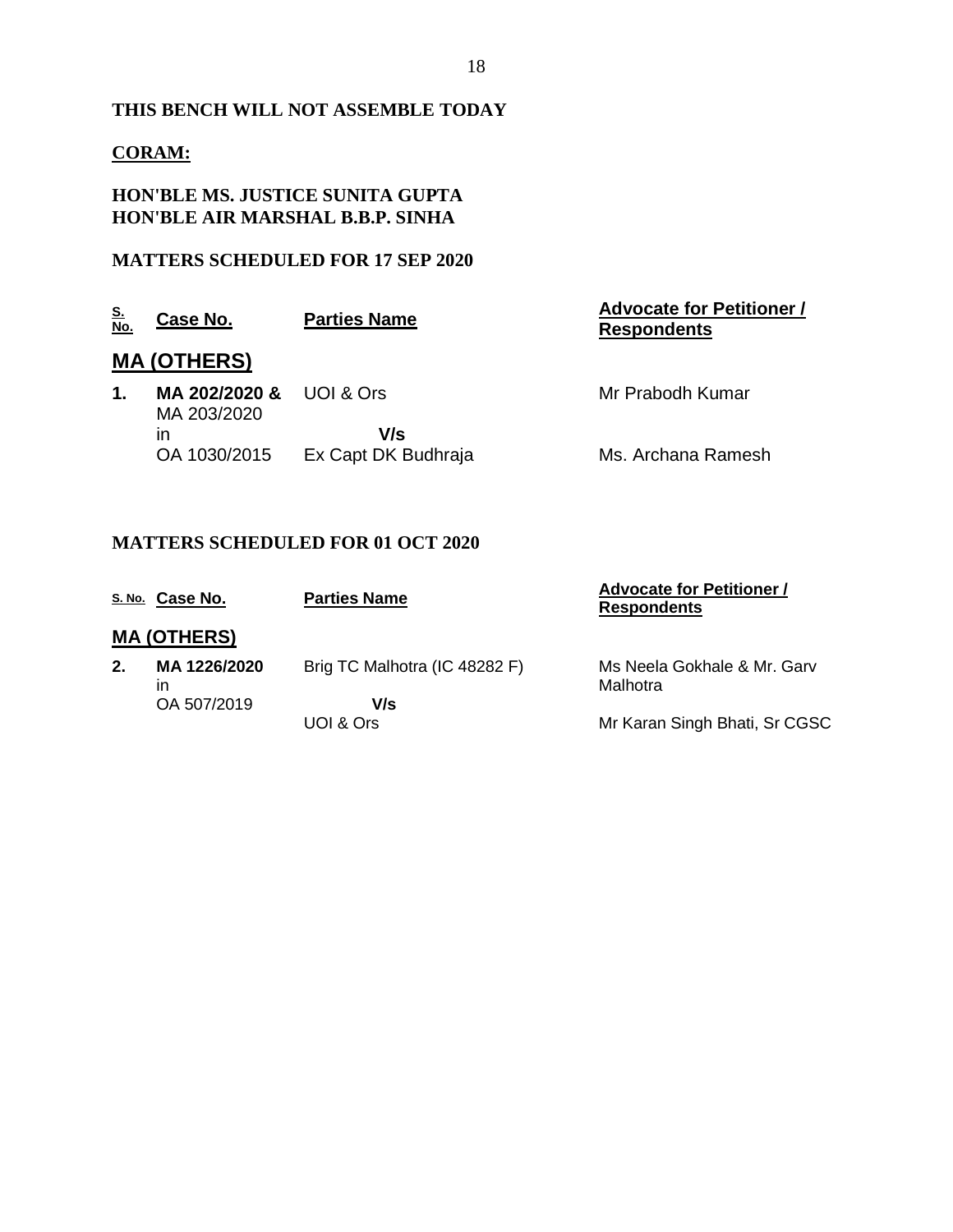**THIS BENCH WILL NOT ASSEMBLE TODAY**

**CORAM:**

**HON'BLE MS. JUSTICE SUNITA GUPTA**
**HON'BLE AIR MARSHAL B.B.P. SINHA**

**MATTERS SCHEDULED FOR 17 SEP 2020**

| S. No. | Case No. | Parties Name | Advocate for Petitioner / Respondents |
|---|---|---|---|
| **MA (OTHERS)** | | | |
| **1.** | **MA 202/2020 &** MA 203/2020 in OA 1030/2015 | UOI & Ors **V/s** Ex Capt DK Budhraja | Mr Prabodh Kumar<br>Ms. Archana Ramesh |

**MATTERS SCHEDULED FOR 01 OCT 2020**

| S. No. | Case No. | Parties Name | Advocate for Petitioner / Respondents |
|---|---|---|---|
| **MA (OTHERS)** | | | |
| **2.** | **MA 1226/2020** in OA 507/2019 | Brig TC Malhotra (IC 48282 F) **V/s** UOI & Ors | Ms Neela Gokhale & Mr. Garv Malhotra<br>Mr Karan Singh Bhati, Sr CGSC |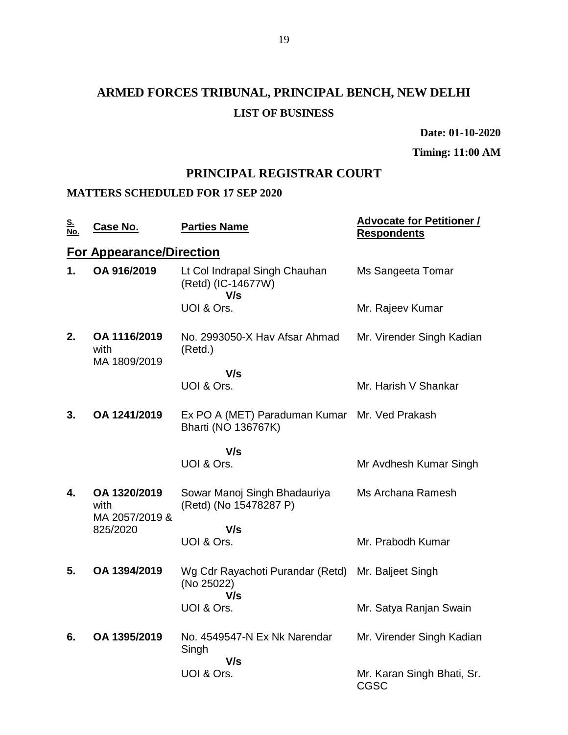# ARMED FORCES TRIBUNAL, PRINCIPAL BENCH, NEW DELHI

### LIST OF BUSINESS

**Date: 01-10-2020**

**Timing: 11:00 AM**

## PRINCIPAL REGISTRAR COURT

### MATTERS SCHEDULED FOR 17 SEP 2020

| S. No. | Case No. | Parties Name | Advocate for Petitioner / Respondents |
|---|---|---|---|
| **For Appearance/Direction** | | | |
| **1.** | **OA 916/2019** | Lt Col Indrapal Singh Chauhan (Retd) (IC-14677W) **V/s** UOI & Ors. | Ms Sangeeta Tomar<br>Mr. Rajeev Kumar |
| **2.** | **OA 1116/2019** with MA 1809/2019 | No. 2993050-X Hav Afsar Ahmad (Retd.) **V/s** UOI & Ors. | Mr. Virender Singh Kadian<br>Mr. Harish V Shankar |
| **3.** | **OA 1241/2019** | Ex PO A (MET) Paraduman Kumar Bharti (NO 136767K) **V/s** UOI & Ors. | Mr. Ved Prakash<br>Mr Avdhesh Kumar Singh |
| **4.** | **OA 1320/2019** with MA 2057/2019 & 825/2020 | Sowar Manoj Singh Bhadauriya (Retd) (No 15478287 P) **V/s** UOI & Ors. | Ms Archana Ramesh<br>Mr. Prabodh Kumar |
| **5.** | **OA 1394/2019** | Wg Cdr Rayachoti Purandar (Retd) (No 25022) **V/s** UOI & Ors. | Mr. Baljeet Singh<br>Mr. Satya Ranjan Swain |
| **6.** | **OA 1395/2019** | No. 4549547-N Ex Nk Narendar Singh **V/s** UOI & Ors. | Mr. Virender Singh Kadian<br>Mr. Karan Singh Bhati, Sr. CGSC |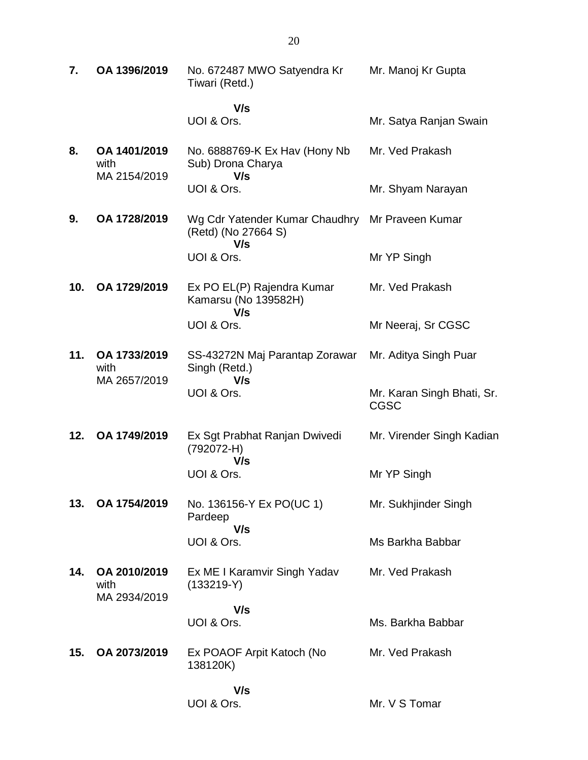| | | | |
|---|---|---|---|
| **7.** | **OA 1396/2019** | No. 672487 MWO Satyendra Kr Tiwari (Retd.)<br><br>**V/s**<br>UOI & Ors. | Mr. Manoj Kr Gupta<br><br><br>Mr. Satya Ranjan Swain |
| **8.** | **OA 1401/2019** with MA 2154/2019 | No. 6888769-K Ex Hav (Hony Nb Sub) Drona Charya<br>**V/s**<br>UOI & Ors. | Mr. Ved Prakash<br><br><br>Mr. Shyam Narayan |
| **9.** | **OA 1728/2019** | Wg Cdr Yatender Kumar Chaudhry (Retd) (No 27664 S)<br>**V/s**<br>UOI & Ors. | Mr Praveen Kumar<br><br><br>Mr YP Singh |
| **10.** | **OA 1729/2019** | Ex PO EL(P) Rajendra Kumar Kamarsu (No 139582H)<br>**V/s**<br>UOI & Ors. | Mr. Ved Prakash<br><br><br>Mr Neeraj, Sr CGSC |
| **11.** | **OA 1733/2019** with MA 2657/2019 | SS-43272N Maj Parantap Zorawar Singh (Retd.)<br>**V/s**<br>UOI & Ors. | Mr. Aditya Singh Puar<br><br><br>Mr. Karan Singh Bhati, Sr. CGSC |
| **12.** | **OA 1749/2019** | Ex Sgt Prabhat Ranjan Dwivedi (792072-H)<br>**V/s**<br>UOI & Ors. | Mr. Virender Singh Kadian<br><br><br>Mr YP Singh |
| **13.** | **OA 1754/2019** | No. 136156-Y Ex PO(UC 1) Pardeep<br>**V/s**<br>UOI & Ors. | Mr. Sukhjinder Singh<br><br><br>Ms Barkha Babbar |
| **14.** | **OA 2010/2019** with MA 2934/2019 | Ex ME I Karamvir Singh Yadav (133219-Y)<br><br>**V/s**<br>UOI & Ors. | Mr. Ved Prakash<br><br><br>Ms. Barkha Babbar |
| **15.** | **OA 2073/2019** | Ex POAOF Arpit Katoch (No 138120K)<br><br>**V/s**<br>UOI & Ors. | Mr. Ved Prakash<br><br><br>Mr. V S Tomar |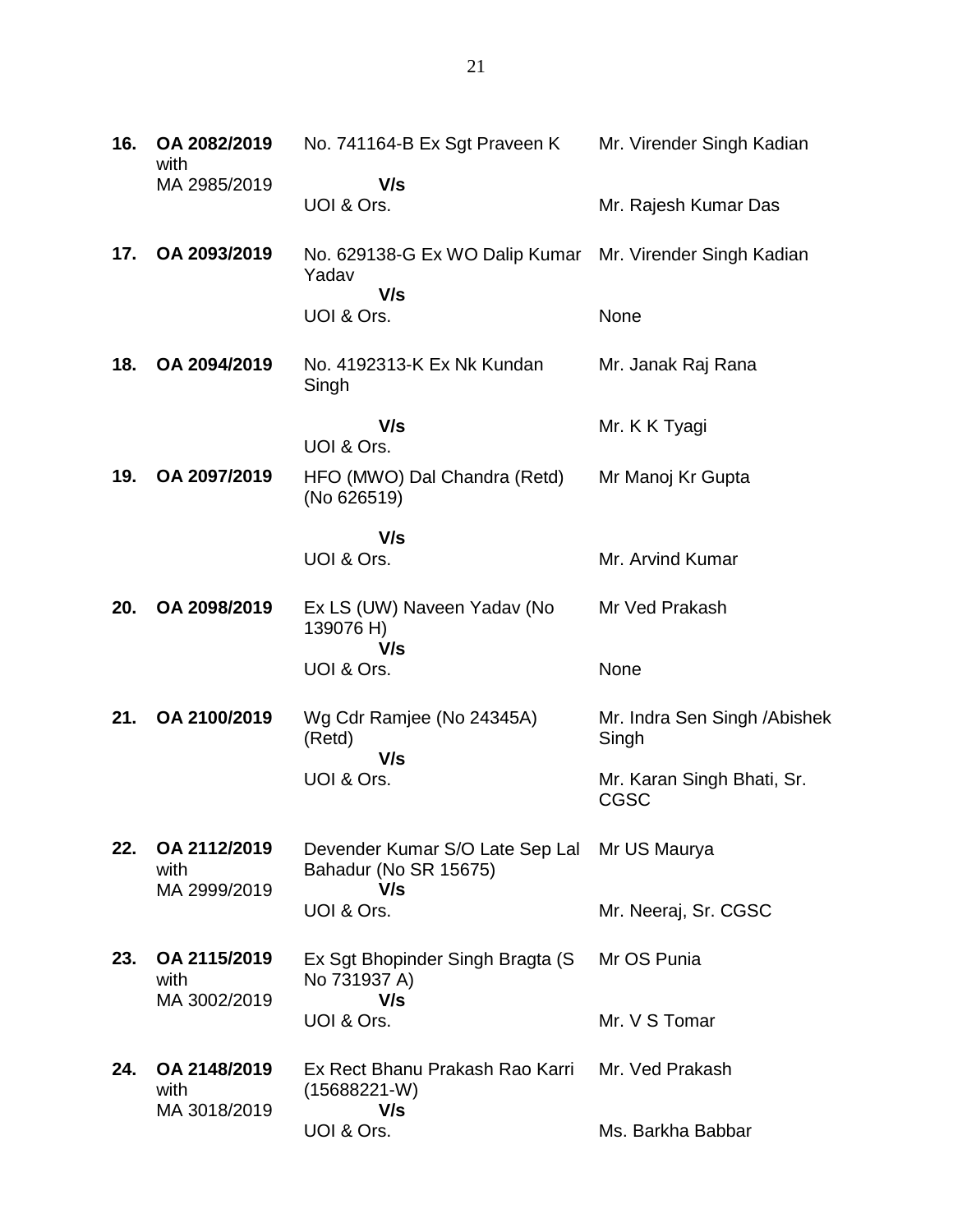| | | | |
|---|---|---|---|
| **16.** | **OA 2082/2019** with MA 2985/2019 | No. 741164-B Ex Sgt Praveen K **V/s** UOI & Ors. | Mr. Virender Singh Kadian<br>Mr. Rajesh Kumar Das |
| **17.** | **OA 2093/2019** | No. 629138-G Ex WO Dalip Kumar Yadav **V/s** UOI & Ors. | Mr. Virender Singh Kadian<br>None |
| **18.** | **OA 2094/2019** | No. 4192313-K Ex Nk Kundan Singh **V/s** UOI & Ors. | Mr. Janak Raj Rana<br>Mr. K K Tyagi |
| **19.** | **OA 2097/2019** | HFO (MWO) Dal Chandra (Retd) (No 626519) **V/s** UOI & Ors. | Mr Manoj Kr Gupta<br>Mr. Arvind Kumar |
| **20.** | **OA 2098/2019** | Ex LS (UW) Naveen Yadav (No 139076 H) **V/s** UOI & Ors. | Mr Ved Prakash<br>None |
| **21.** | **OA 2100/2019** | Wg Cdr Ramjee (No 24345A) (Retd) **V/s** UOI & Ors. | Mr. Indra Sen Singh /Abishek Singh<br>Mr. Karan Singh Bhati, Sr. CGSC |
| **22.** | **OA 2112/2019** with MA 2999/2019 | Devender Kumar S/O Late Sep Lal Bahadur (No SR 15675) **V/s** UOI & Ors. | Mr US Maurya<br>Mr. Neeraj, Sr. CGSC |
| **23.** | **OA 2115/2019** with MA 3002/2019 | Ex Sgt Bhopinder Singh Bragta (S No 731937 A) **V/s** UOI & Ors. | Mr OS Punia<br>Mr. V S Tomar |
| **24.** | **OA 2148/2019** with MA 3018/2019 | Ex Rect Bhanu Prakash Rao Karri (15688221-W) **V/s** UOI & Ors. | Mr. Ved Prakash<br>Ms. Barkha Babbar |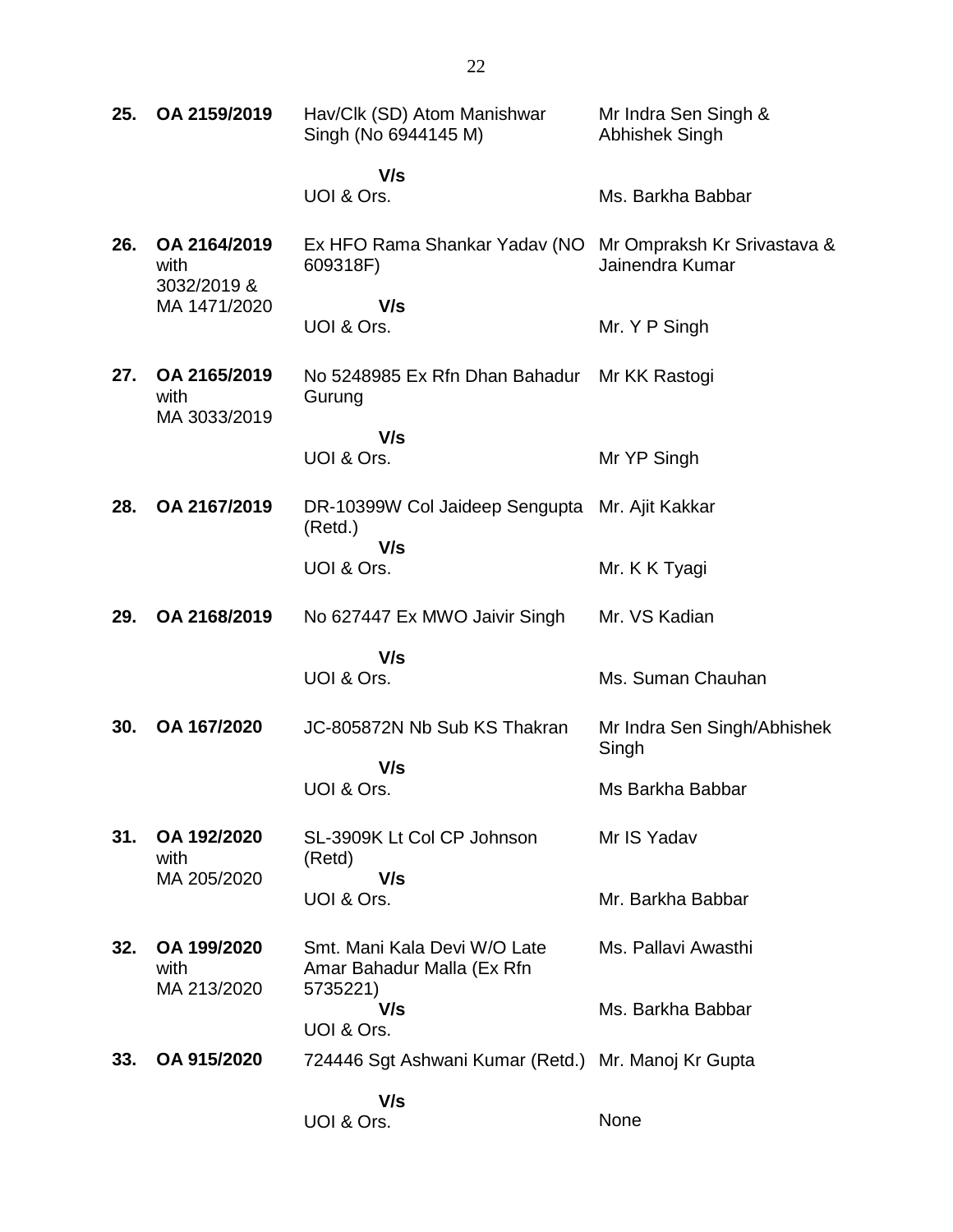| | | | |
|---|---|---|---|
| **25.** | **OA 2159/2019** | Hav/Clk (SD) Atom Manishwar Singh (No 6944145 M)<br><br>**V/s**<br>UOI & Ors. | Mr Indra Sen Singh & Abhishek Singh<br><br>Ms. Barkha Babbar |
| **26.** | **OA 2164/2019** with 3032/2019 & MA 1471/2020 | Ex HFO Rama Shankar Yadav (NO 609318F)<br><br>**V/s**<br>UOI & Ors. | Mr Ompraksh Kr Srivastava & Jainendra Kumar<br><br>Mr. Y P Singh |
| **27.** | **OA 2165/2019** with MA 3033/2019 | No 5248985 Ex Rfn Dhan Bahadur Gurung<br><br>**V/s**<br>UOI & Ors. | Mr KK Rastogi<br><br>Mr YP Singh |
| **28.** | **OA 2167/2019** | DR-10399W Col Jaideep Sengupta (Retd.)<br>**V/s**<br>UOI & Ors. | Mr. Ajit Kakkar<br><br>Mr. K K Tyagi |
| **29.** | **OA 2168/2019** | No 627447 Ex MWO Jaivir Singh<br><br>**V/s**<br>UOI & Ors. | Mr. VS Kadian<br><br>Ms. Suman Chauhan |
| **30.** | **OA 167/2020** | JC-805872N Nb Sub KS Thakran<br><br>**V/s**<br>UOI & Ors. | Mr Indra Sen Singh/Abhishek Singh<br><br>Ms Barkha Babbar |
| **31.** | **OA 192/2020** with MA 205/2020 | SL-3909K Lt Col CP Johnson (Retd)<br>**V/s**<br>UOI & Ors. | Mr IS Yadav<br><br>Mr. Barkha Babbar |
| **32.** | **OA 199/2020** with MA 213/2020 | Smt. Mani Kala Devi W/O Late Amar Bahadur Malla (Ex Rfn 5735221)<br>**V/s**<br>UOI & Ors. | Ms. Pallavi Awasthi<br><br>Ms. Barkha Babbar |
| **33.** | **OA 915/2020** | 724446 Sgt Ashwani Kumar (Retd.)<br><br>**V/s**<br>UOI & Ors. | Mr. Manoj Kr Gupta<br><br>None |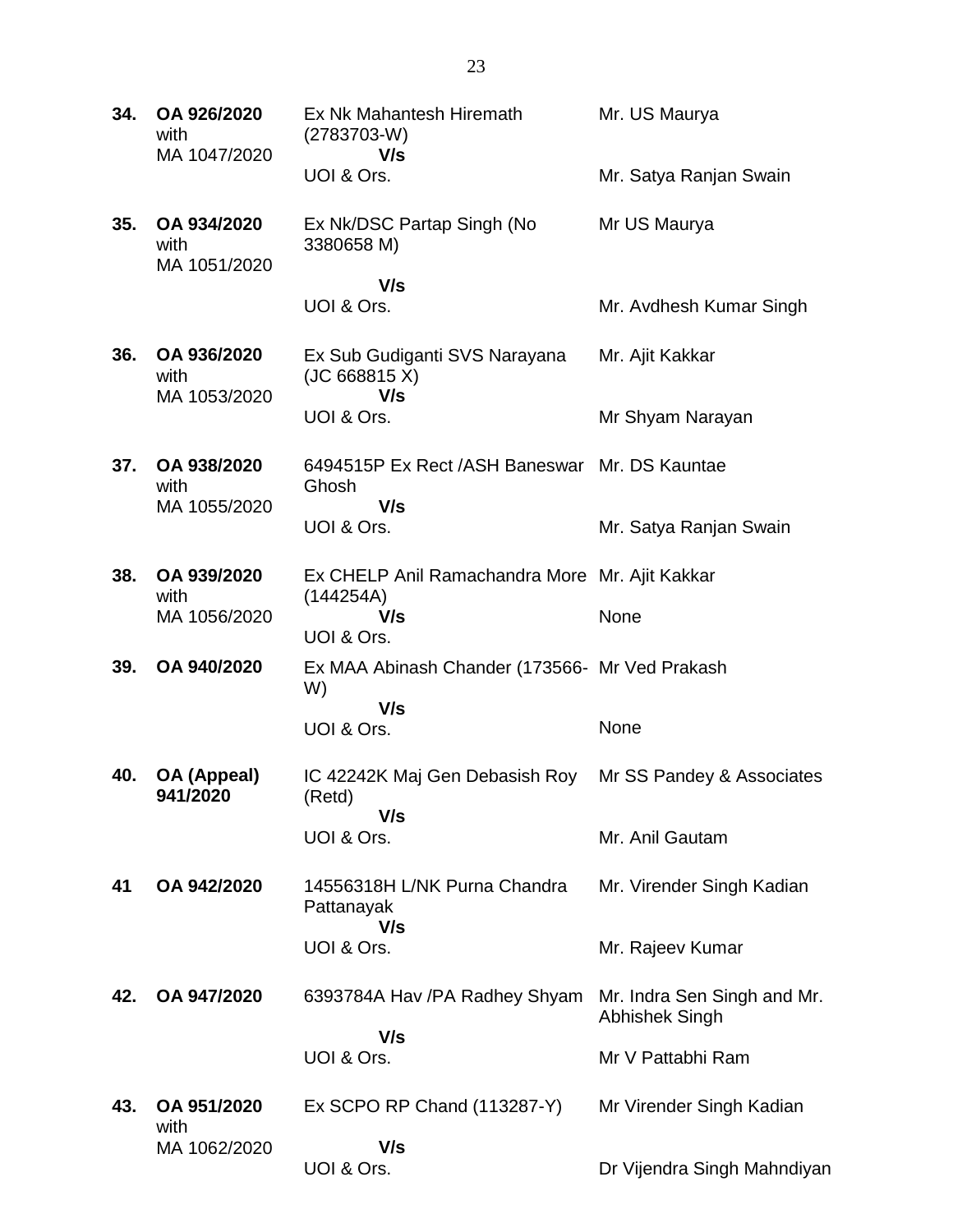| | | | |
|---|---|---|---|
| **34.** | **OA 926/2020** with MA 1047/2020 | Ex Nk Mahantesh Hiremath (2783703-W) **V/s** UOI & Ors. | Mr. US Maurya<br><br>Mr. Satya Ranjan Swain |
| **35.** | **OA 934/2020** with MA 1051/2020 | Ex Nk/DSC Partap Singh (No 3380658 M) **V/s** UOI & Ors. | Mr US Maurya<br><br>Mr. Avdhesh Kumar Singh |
| **36.** | **OA 936/2020** with MA 1053/2020 | Ex Sub Gudiganti SVS Narayana (JC 668815 X) **V/s** UOI & Ors. | Mr. Ajit Kakkar<br><br>Mr Shyam Narayan |
| **37.** | **OA 938/2020** with MA 1055/2020 | 6494515P Ex Rect /ASH Baneswar Ghosh **V/s** UOI & Ors. | Mr. DS Kauntae<br><br>Mr. Satya Ranjan Swain |
| **38.** | **OA 939/2020** with MA 1056/2020 | Ex CHELP Anil Ramachandra More (144254A) **V/s** UOI & Ors. | Mr. Ajit Kakkar<br><br>None |
| **39.** | **OA 940/2020** | Ex MAA Abinash Chander (173566-W) **V/s** UOI & Ors. | Mr Ved Prakash<br><br>None |
| **40.** | **OA (Appeal) 941/2020** | IC 42242K Maj Gen Debasish Roy (Retd) **V/s** UOI & Ors. | Mr SS Pandey & Associates<br><br>Mr. Anil Gautam |
| **41** | **OA 942/2020** | 14556318H L/NK Purna Chandra Pattanayak **V/s** UOI & Ors. | Mr. Virender Singh Kadian<br><br>Mr. Rajeev Kumar |
| **42.** | **OA 947/2020** | 6393784A Hav /PA Radhey Shyam **V/s** UOI & Ors. | Mr. Indra Sen Singh and Mr. Abhishek Singh<br><br>Mr V Pattabhi Ram |
| **43.** | **OA 951/2020** with MA 1062/2020 | Ex SCPO RP Chand (113287-Y) **V/s** UOI & Ors. | Mr Virender Singh Kadian<br><br>Dr Vijendra Singh Mahndiyan |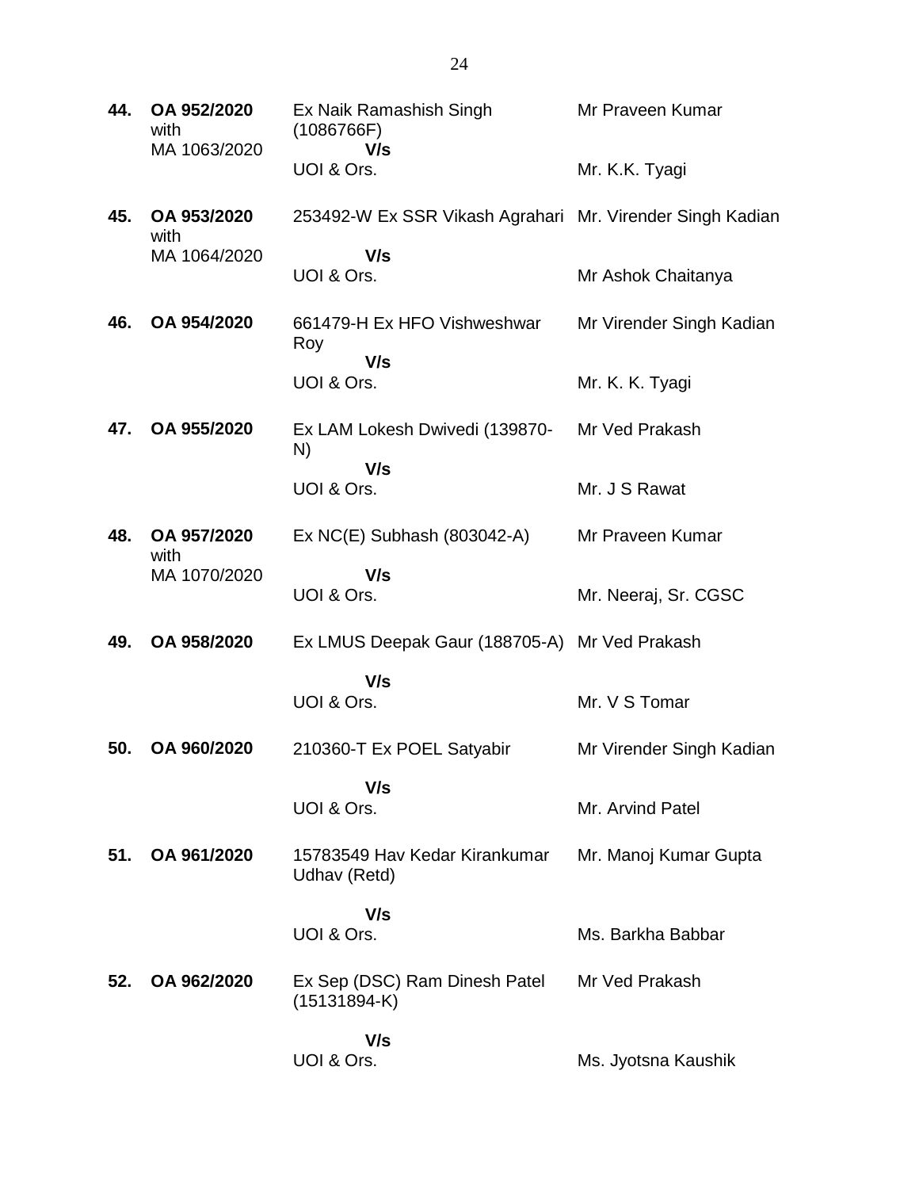| | | | |
|---|---|---|---|
| **44.** | **OA 952/2020** with MA 1063/2020 | Ex Naik Ramashish Singh (1086766F)<br>**V/s**<br>UOI & Ors. | Mr Praveen Kumar<br><br>Mr. K.K. Tyagi |
| **45.** | **OA 953/2020** with MA 1064/2020 | 253492-W Ex SSR Vikash Agrahari<br>**V/s**<br>UOI & Ors. | Mr. Virender Singh Kadian<br><br>Mr Ashok Chaitanya |
| **46.** | **OA 954/2020** | 661479-H Ex HFO Vishweshwar Roy<br>**V/s**<br>UOI & Ors. | Mr Virender Singh Kadian<br><br>Mr. K. K. Tyagi |
| **47.** | **OA 955/2020** | Ex LAM Lokesh Dwivedi (139870-N)<br>**V/s**<br>UOI & Ors. | Mr Ved Prakash<br><br>Mr. J S Rawat |
| **48.** | **OA 957/2020** with MA 1070/2020 | Ex NC(E) Subhash (803042-A)<br>**V/s**<br>UOI & Ors. | Mr Praveen Kumar<br><br>Mr. Neeraj, Sr. CGSC |
| **49.** | **OA 958/2020** | Ex LMUS Deepak Gaur (188705-A)<br>**V/s**<br>UOI & Ors. | Mr Ved Prakash<br><br>Mr. V S Tomar |
| **50.** | **OA 960/2020** | 210360-T Ex POEL Satyabir<br>**V/s**<br>UOI & Ors. | Mr Virender Singh Kadian<br><br>Mr. Arvind Patel |
| **51.** | **OA 961/2020** | 15783549 Hav Kedar Kirankumar Udhav (Retd)<br>**V/s**<br>UOI & Ors. | Mr. Manoj Kumar Gupta<br><br>Ms. Barkha Babbar |
| **52.** | **OA 962/2020** | Ex Sep (DSC) Ram Dinesh Patel (15131894-K)<br>**V/s**<br>UOI & Ors. | Mr Ved Prakash<br><br>Ms. Jyotsna Kaushik |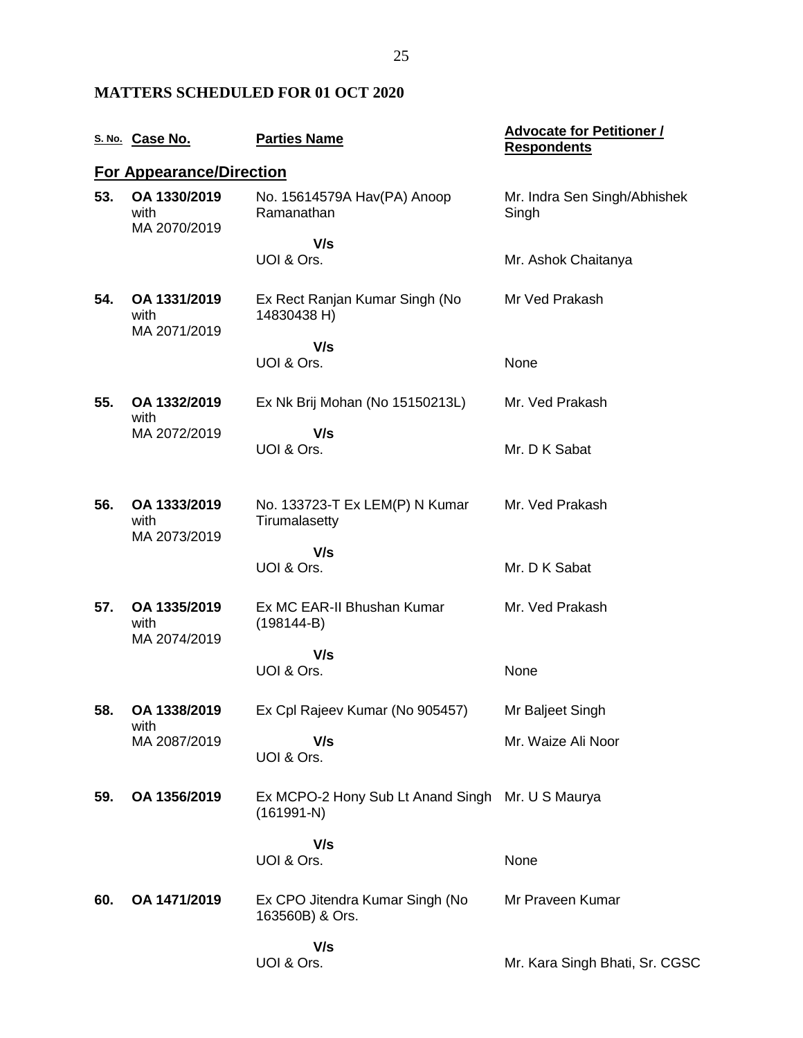## MATTERS SCHEDULED FOR 01 OCT 2020

| S. No. | Case No. | Parties Name | Advocate for Petitioner / Respondents |
|---|---|---|---|
| **For Appearance/Direction** | | | |
| **53.** | **OA 1330/2019** with MA 2070/2019 | No. 15614579A Hav(PA) Anoop Ramanathan | Mr. Indra Sen Singh/Abhishek Singh |
| | | **V/s** UOI & Ors. | Mr. Ashok Chaitanya |
| **54.** | **OA 1331/2019** with MA 2071/2019 | Ex Rect Ranjan Kumar Singh (No 14830438 H) | Mr Ved Prakash |
| | | **V/s** UOI & Ors. | None |
| **55.** | **OA 1332/2019** with MA 2072/2019 | Ex Nk Brij Mohan (No 15150213L) | Mr. Ved Prakash |
| | | **V/s** UOI & Ors. | Mr. D K Sabat |
| **56.** | **OA 1333/2019** with MA 2073/2019 | No. 133723-T Ex LEM(P) N Kumar Tirumalasetty | Mr. Ved Prakash |
| | | **V/s** UOI & Ors. | Mr. D K Sabat |
| **57.** | **OA 1335/2019** with MA 2074/2019 | Ex MC EAR-II Bhushan Kumar (198144-B) | Mr. Ved Prakash |
| | | **V/s** UOI & Ors. | None |
| **58.** | **OA 1338/2019** with MA 2087/2019 | Ex Cpl Rajeev Kumar (No 905457) | Mr Baljeet Singh |
| | | **V/s** UOI & Ors. | Mr. Waize Ali Noor |
| **59.** | **OA 1356/2019** | Ex MCPO-2 Hony Sub Lt Anand Singh (161991-N) | Mr. U S Maurya |
| | | **V/s** UOI & Ors. | None |
| **60.** | **OA 1471/2019** | Ex CPO Jitendra Kumar Singh (No 163560B) & Ors. | Mr Praveen Kumar |
| | | **V/s** UOI & Ors. | Mr. Kara Singh Bhati, Sr. CGSC |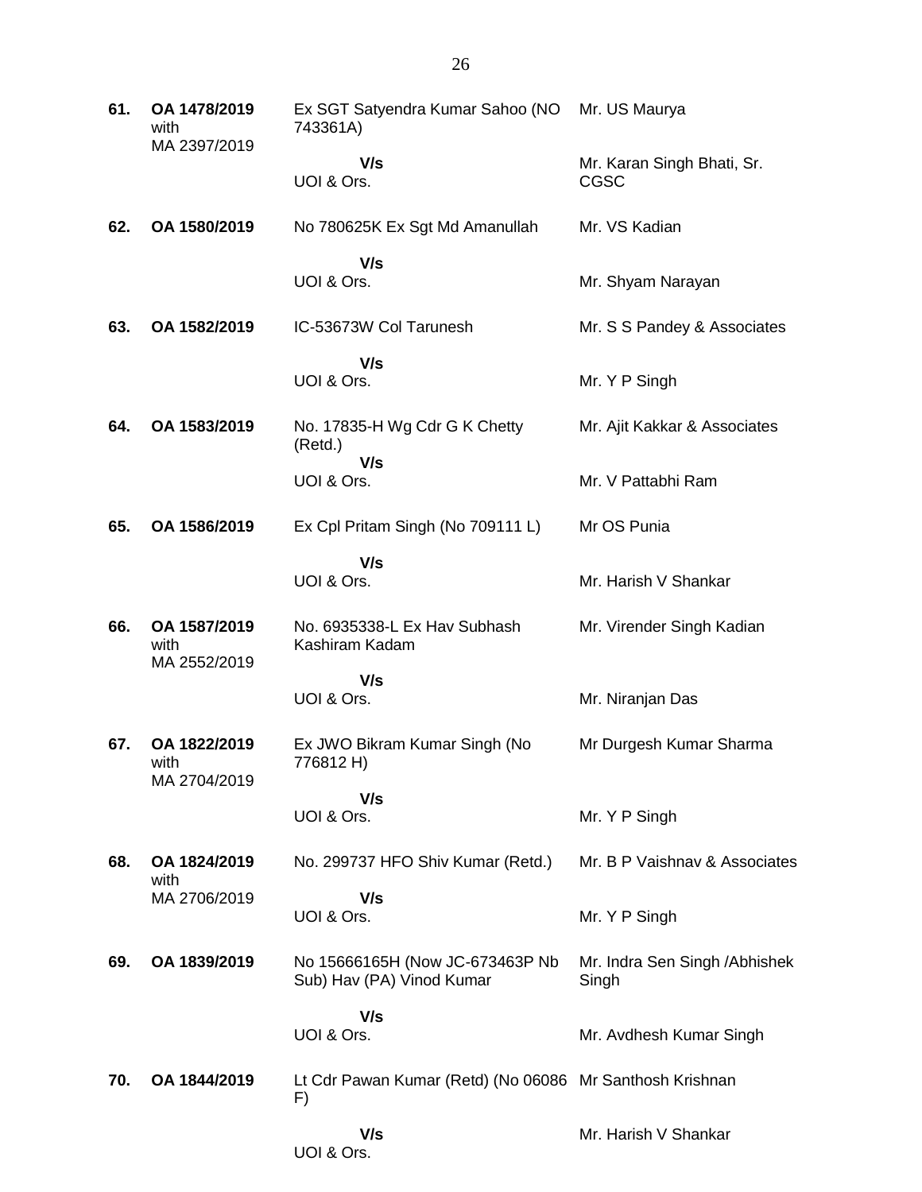| | | | |
|---|---|---|---|
| **61.** | **OA 1478/2019** with MA 2397/2019 | Ex SGT Satyendra Kumar Sahoo (NO 743361A) | Mr. US Maurya |
| | | **V/s** UOI & Ors. | Mr. Karan Singh Bhati, Sr. CGSC |
| **62.** | **OA 1580/2019** | No 780625K Ex Sgt Md Amanullah | Mr. VS Kadian |
| | | **V/s** UOI & Ors. | Mr. Shyam Narayan |
| **63.** | **OA 1582/2019** | IC-53673W Col Tarunesh | Mr. S S Pandey & Associates |
| | | **V/s** UOI & Ors. | Mr. Y P Singh |
| **64.** | **OA 1583/2019** | No. 17835-H Wg Cdr G K Chetty (Retd.) | Mr. Ajit Kakkar & Associates |
| | | **V/s** UOI & Ors. | Mr. V Pattabhi Ram |
| **65.** | **OA 1586/2019** | Ex Cpl Pritam Singh (No 709111 L) | Mr OS Punia |
| | | **V/s** UOI & Ors. | Mr. Harish V Shankar |
| **66.** | **OA 1587/2019** with MA 2552/2019 | No. 6935338-L Ex Hav Subhash Kashiram Kadam | Mr. Virender Singh Kadian |
| | | **V/s** UOI & Ors. | Mr. Niranjan Das |
| **67.** | **OA 1822/2019** with MA 2704/2019 | Ex JWO Bikram Kumar Singh (No 776812 H) | Mr Durgesh Kumar Sharma |
| | | **V/s** UOI & Ors. | Mr. Y P Singh |
| **68.** | **OA 1824/2019** with MA 2706/2019 | No. 299737 HFO Shiv Kumar (Retd.) | Mr. B P Vaishnav & Associates |
| | | **V/s** UOI & Ors. | Mr. Y P Singh |
| **69.** | **OA 1839/2019** | No 15666165H (Now JC-673463P Nb Sub) Hav (PA) Vinod Kumar | Mr. Indra Sen Singh /Abhishek Singh |
| | | **V/s** UOI & Ors. | Mr. Avdhesh Kumar Singh |
| **70.** | **OA 1844/2019** | Lt Cdr Pawan Kumar (Retd) (No 06086 F) | Mr Santhosh Krishnan |
| | | **V/s** UOI & Ors. | Mr. Harish V Shankar |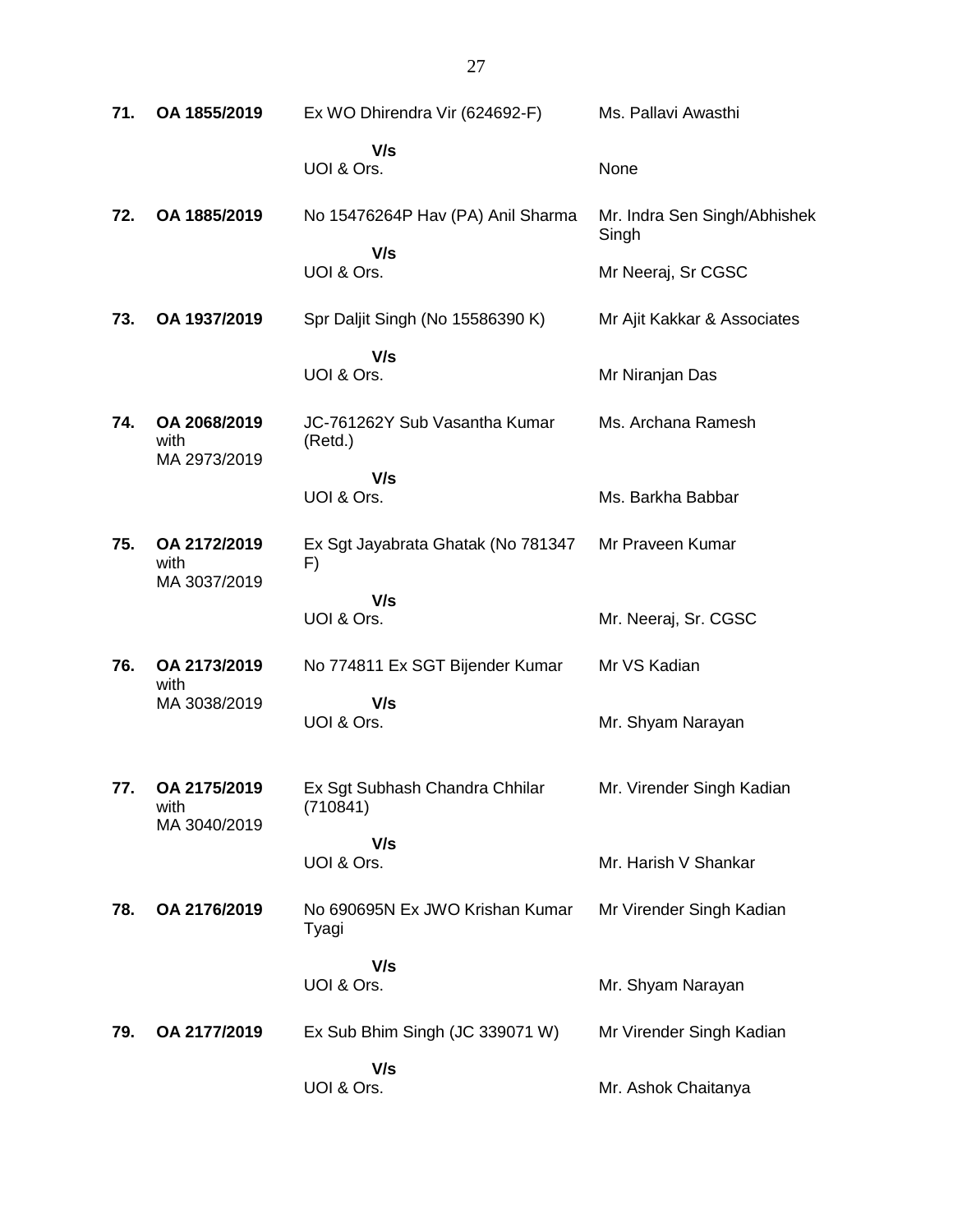| | | | |
|---|---|---|---|
| **71.** | **OA 1855/2019** | Ex WO Dhirendra Vir (624692-F)<br>**V/s**<br>UOI & Ors. | Ms. Pallavi Awasthi<br><br>None |
| **72.** | **OA 1885/2019** | No 15476264P Hav (PA) Anil Sharma<br>**V/s**<br>UOI & Ors. | Mr. Indra Sen Singh/Abhishek Singh<br><br>Mr Neeraj, Sr CGSC |
| **73.** | **OA 1937/2019** | Spr Daljit Singh (No 15586390 K)<br>**V/s**<br>UOI & Ors. | Mr Ajit Kakkar & Associates<br><br>Mr Niranjan Das |
| **74.** | **OA 2068/2019** with MA 2973/2019 | JC-761262Y Sub Vasantha Kumar (Retd.)<br>**V/s**<br>UOI & Ors. | Ms. Archana Ramesh<br><br>Ms. Barkha Babbar |
| **75.** | **OA 2172/2019** with MA 3037/2019 | Ex Sgt Jayabrata Ghatak (No 781347 F)<br>**V/s**<br>UOI & Ors. | Mr Praveen Kumar<br><br>Mr. Neeraj, Sr. CGSC |
| **76.** | **OA 2173/2019** with MA 3038/2019 | No 774811 Ex SGT Bijender Kumar<br>**V/s**<br>UOI & Ors. | Mr VS Kadian<br><br>Mr. Shyam Narayan |
| **77.** | **OA 2175/2019** with MA 3040/2019 | Ex Sgt Subhash Chandra Chhilar (710841)<br>**V/s**<br>UOI & Ors. | Mr. Virender Singh Kadian<br><br>Mr. Harish V Shankar |
| **78.** | **OA 2176/2019** | No 690695N Ex JWO Krishan Kumar Tyagi<br>**V/s**<br>UOI & Ors. | Mr Virender Singh Kadian<br><br>Mr. Shyam Narayan |
| **79.** | **OA 2177/2019** | Ex Sub Bhim Singh (JC 339071 W)<br>**V/s**<br>UOI & Ors. | Mr Virender Singh Kadian<br><br>Mr. Ashok Chaitanya |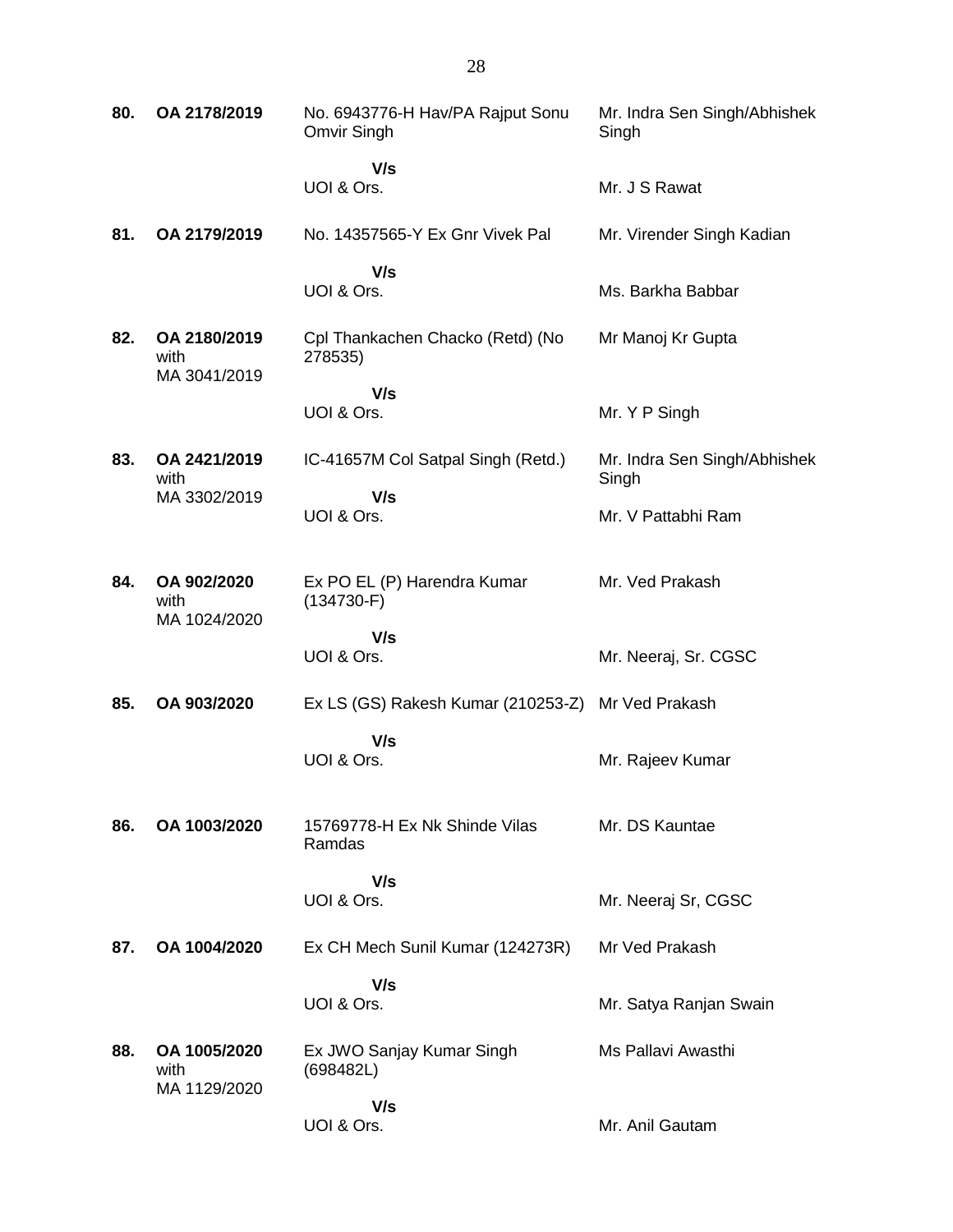| | | | |
|---|---|---|---|
| **80.** | **OA 2178/2019** | No. 6943776-H Hav/PA Rajput Sonu Omvir Singh | Mr. Indra Sen Singh/Abhishek Singh |
| | | **V/s** | |
| | | UOI & Ors. | Mr. J S Rawat |
| **81.** | **OA 2179/2019** | No. 14357565-Y Ex Gnr Vivek Pal | Mr. Virender Singh Kadian |
| | | **V/s** | |
| | | UOI & Ors. | Ms. Barkha Babbar |
| **82.** | **OA 2180/2019** with MA 3041/2019 | Cpl Thankachen Chacko (Retd) (No 278535) | Mr Manoj Kr Gupta |
| | | **V/s** | |
| | | UOI & Ors. | Mr. Y P Singh |
| **83.** | **OA 2421/2019** with MA 3302/2019 | IC-41657M Col Satpal Singh (Retd.) | Mr. Indra Sen Singh/Abhishek Singh |
| | | **V/s** | |
| | | UOI & Ors. | Mr. V Pattabhi Ram |
| **84.** | **OA 902/2020** with MA 1024/2020 | Ex PO EL (P) Harendra Kumar (134730-F) | Mr. Ved Prakash |
| | | **V/s** | |
| | | UOI & Ors. | Mr. Neeraj, Sr. CGSC |
| **85.** | **OA 903/2020** | Ex LS (GS) Rakesh Kumar (210253-Z) | Mr Ved Prakash |
| | | **V/s** | |
| | | UOI & Ors. | Mr. Rajeev Kumar |
| **86.** | **OA 1003/2020** | 15769778-H Ex Nk Shinde Vilas Ramdas | Mr. DS Kauntae |
| | | **V/s** | |
| | | UOI & Ors. | Mr. Neeraj Sr, CGSC |
| **87.** | **OA 1004/2020** | Ex CH Mech Sunil Kumar (124273R) | Mr Ved Prakash |
| | | **V/s** | |
| | | UOI & Ors. | Mr. Satya Ranjan Swain |
| **88.** | **OA 1005/2020** with MA 1129/2020 | Ex JWO Sanjay Kumar Singh (698482L) | Ms Pallavi Awasthi |
| | | **V/s** | |
| | | UOI & Ors. | Mr. Anil Gautam |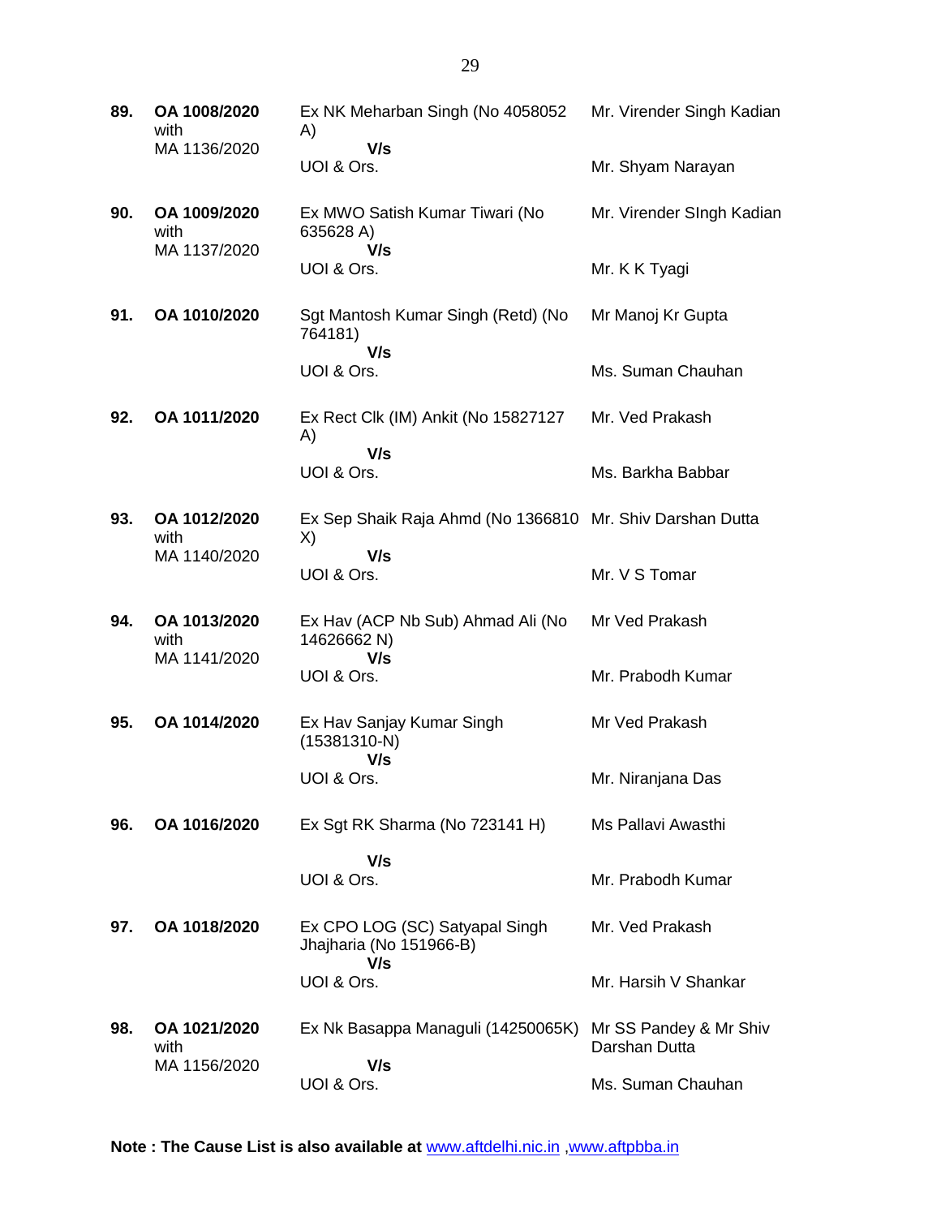| | | | |
|---|---|---|---|
| **89.** | **OA 1008/2020** with MA 1136/2020 | Ex NK Meharban Singh (No 4058052 A) **V/s** UOI & Ors. | Mr. Virender Singh Kadian<br><br>Mr. Shyam Narayan |
| **90.** | **OA 1009/2020** with MA 1137/2020 | Ex MWO Satish Kumar Tiwari (No 635628 A) **V/s** UOI & Ors. | Mr. Virender SIngh Kadian<br><br>Mr. K K Tyagi |
| **91.** | **OA 1010/2020** | Sgt Mantosh Kumar Singh (Retd) (No 764181) **V/s** UOI & Ors. | Mr Manoj Kr Gupta<br><br>Ms. Suman Chauhan |
| **92.** | **OA 1011/2020** | Ex Rect Clk (IM) Ankit (No 15827127 A) **V/s** UOI & Ors. | Mr. Ved Prakash<br><br>Ms. Barkha Babbar |
| **93.** | **OA 1012/2020** with MA 1140/2020 | Ex Sep Shaik Raja Ahmd (No 1366810 X) **V/s** UOI & Ors. | Mr. Shiv Darshan Dutta<br><br>Mr. V S Tomar |
| **94.** | **OA 1013/2020** with MA 1141/2020 | Ex Hav (ACP Nb Sub) Ahmad Ali (No 14626662 N) **V/s** UOI & Ors. | Mr Ved Prakash<br><br>Mr. Prabodh Kumar |
| **95.** | **OA 1014/2020** | Ex Hav Sanjay Kumar Singh (15381310-N) **V/s** UOI & Ors. | Mr Ved Prakash<br><br>Mr. Niranjana Das |
| **96.** | **OA 1016/2020** | Ex Sgt RK Sharma (No 723141 H) **V/s** UOI & Ors. | Ms Pallavi Awasthi<br><br>Mr. Prabodh Kumar |
| **97.** | **OA 1018/2020** | Ex CPO LOG (SC) Satyapal Singh Jhajharia (No 151966-B) **V/s** UOI & Ors. | Mr. Ved Prakash<br><br>Mr. Harsih V Shankar |
| **98.** | **OA 1021/2020** with MA 1156/2020 | Ex Nk Basappa Managuli (14250065K) **V/s** UOI & Ors. | Mr SS Pandey & Mr Shiv Darshan Dutta<br><br>Ms. Suman Chauhan |

**Note : The Cause List is also available at** www.aftdelhi.nic.in ,www.aftpbba.in